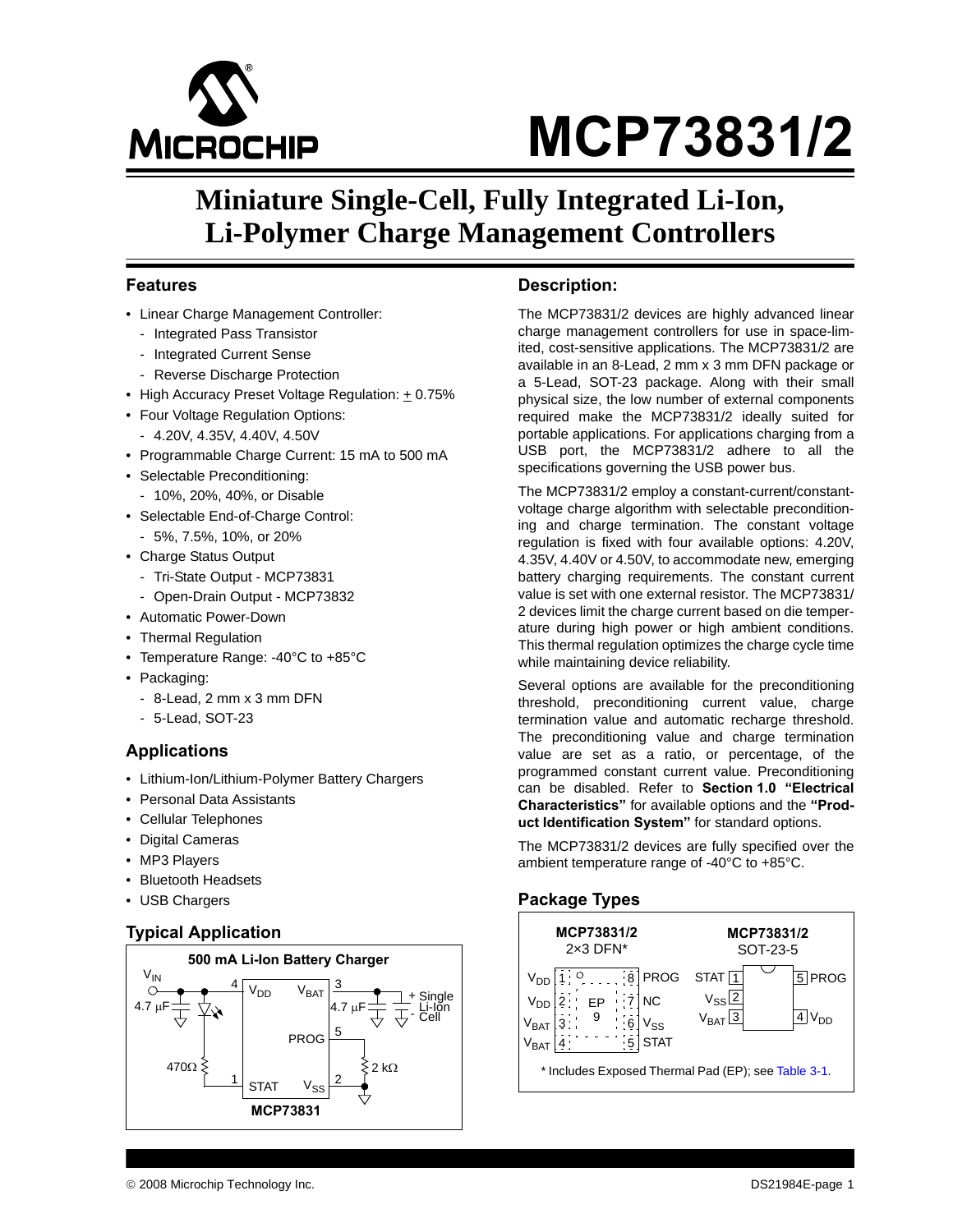# MCP73831/2

## Miniature Single-Cell, Fully Integrated Li-Ion, Li-Polymer Charge Management Controllers

### Features

- Linear Charge Management Controller:
  - Integrated Pass Transistor
  - Integrated Current Sense
  - Reverse Discharge Protection
- High Accuracy Preset Voltage Regulation: ± 0.75%
- Four Voltage Regulation Options:
  - 4.20V, 4.35V, 4.40V, 4.50V
- Programmable Charge Current: 15 mA to 500 mA
- Selectable Preconditioning:
  - 10%, 20%, 40%, or Disable
- Selectable End-of-Charge Control:
  - 5%, 7.5%, 10%, or 20%
- Charge Status Output
  - Tri-State Output - MCP73831
  - Open-Drain Output - MCP73832
- Automatic Power-Down
- Thermal Regulation
- Temperature Range: -40°C to +85°C
- Packaging:
  - 8-Lead, 2 mm x 3 mm DFN
  - 5-Lead, SOT-23

### Applications

- Lithium-Ion/Lithium-Polymer Battery Chargers
- Personal Data Assistants
- Cellular Telephones
- Digital Cameras
- MP3 Players
- Bluetooth Headsets
- USB Chargers

### Typical Application

500 mA Li-Ion Battery Charger

MCP73831

### Description:

The MCP73831/2 devices are highly advanced linear charge management controllers for use in space-limited, cost-sensitive applications. The MCP73831/2 are available in an 8-Lead, 2 mm x 3 mm DFN package or a 5-Lead, SOT-23 package. Along with their small physical size, the low number of external components required make the MCP73831/2 ideally suited for portable applications. For applications charging from a USB port, the MCP73831/2 adhere to all the specifications governing the USB power bus.

The MCP73831/2 employ a constant-current/constant-voltage charge algorithm with selectable preconditioning and charge termination. The constant voltage regulation is fixed with four available options: 4.20V, 4.35V, 4.40V or 4.50V, to accommodate new, emerging battery charging requirements. The constant current value is set with one external resistor. The MCP73831/2 devices limit the charge current based on die temperature during high power or high ambient conditions. This thermal regulation optimizes the charge cycle time while maintaining device reliability.

Several options are available for the preconditioning threshold, preconditioning current value, charge termination value and automatic recharge threshold. The preconditioning value and charge termination value are set as a ratio, or percentage, of the programmed constant current value. Preconditioning can be disabled. Refer to **Section 1.0 "Electrical Characteristics"** for available options and the **"Product Identification System"** for standard options.

The MCP73831/2 devices are fully specified over the ambient temperature range of -40°C to +85°C.

### Package Types

MCP73831/2 2×3 DFN*

MCP73831/2 SOT-23-5

\* Includes Exposed Thermal Pad (EP); see Table 3-1.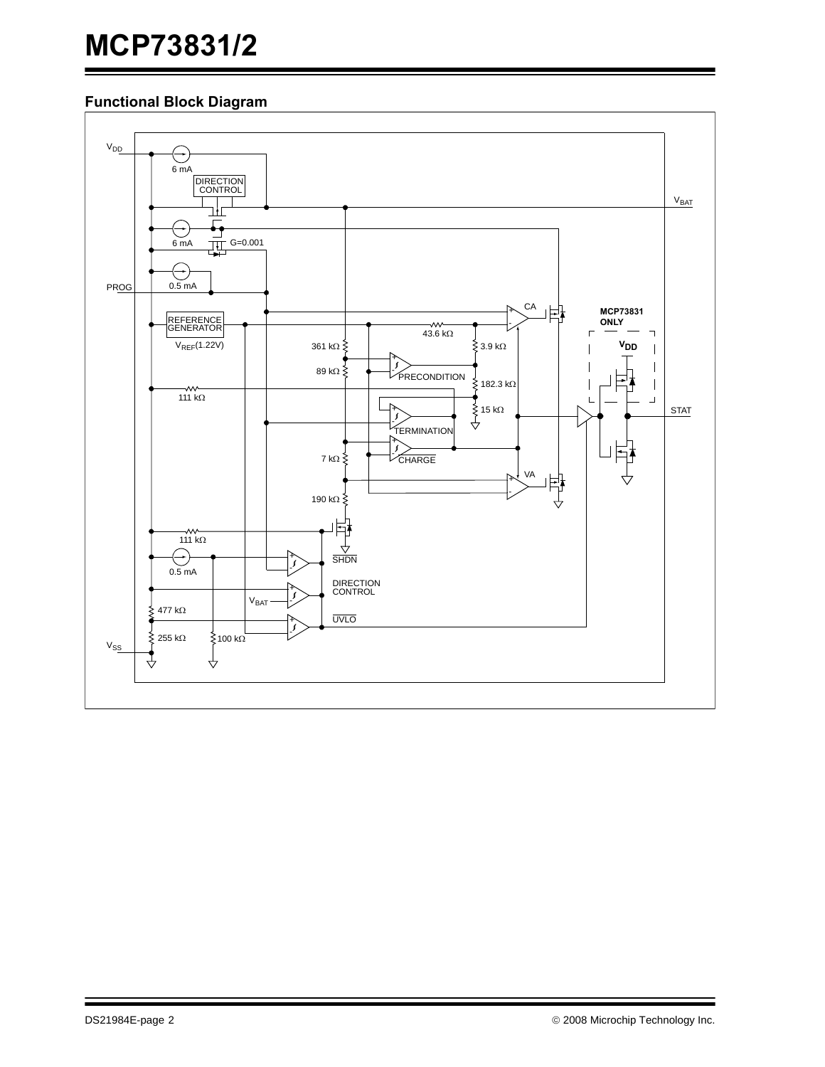## Functional Block Diagram

$V_{DD}$

6 mA

DIRECTION CONTROL

$V_{BAT}$

6 mA

G=0.001

0.5 mA

PROG

REFERENCE GENERATOR

$V_{REF}$(1.22V)

CA

43.6 kΩ

MCP73831 ONLY

361 kΩ

3.9 kΩ

$V_{DD}$

89 kΩ

PRECONDITION

182.3 kΩ

111 kΩ

15 kΩ

STAT

TERMINATION

CHARGE

7 kΩ

VA

190 kΩ

111 kΩ

SHDN

0.5 mA

DIRECTION CONTROL

$V_{BAT}$

477 kΩ

UVLO

255 kΩ

100 kΩ

$V_{SS}$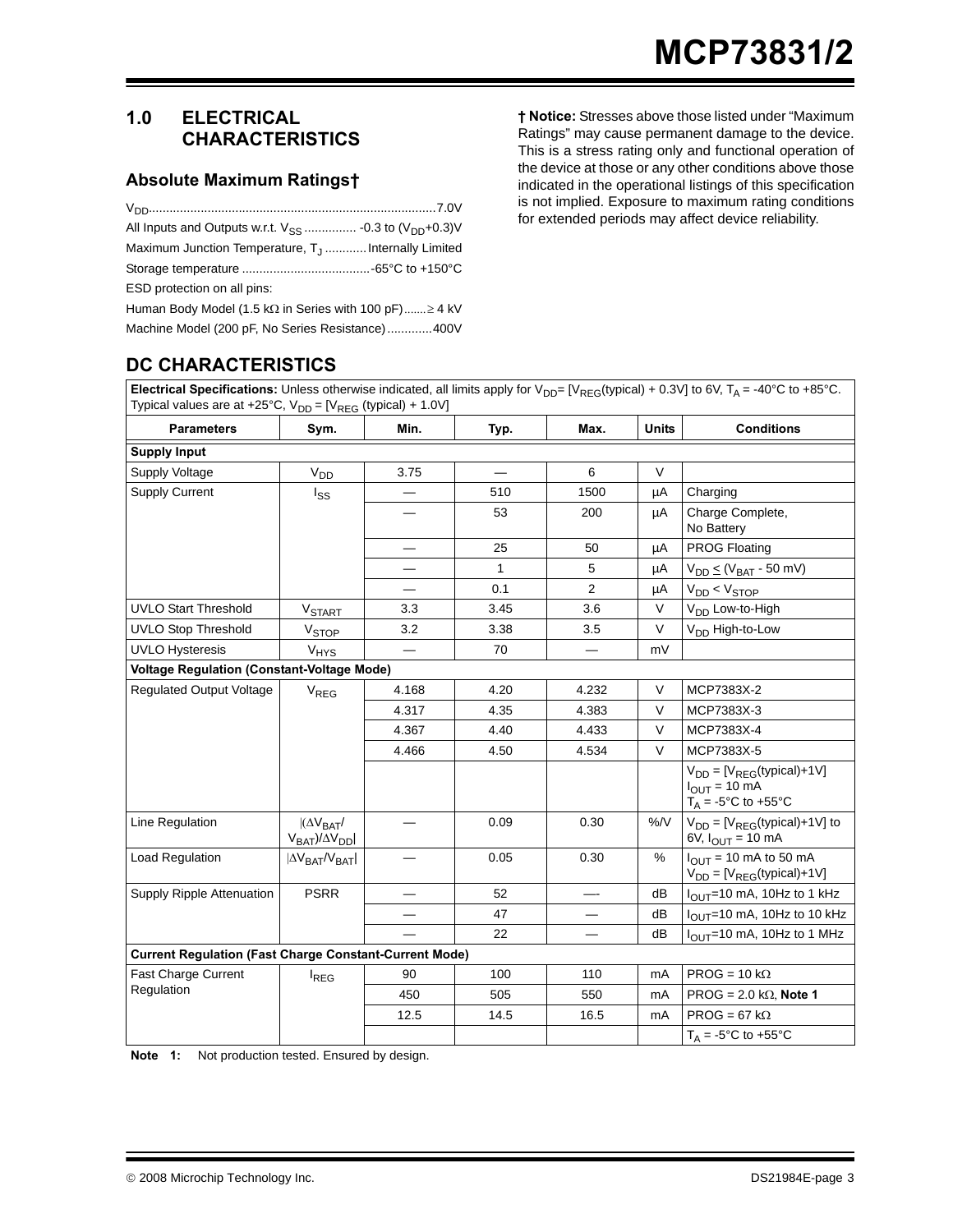## 1.0 ELECTRICAL CHARACTERISTICS

### Absolute Maximum Ratings†

$V_{DD}$ .................................................................................7.0V

All Inputs and Outputs w.r.t. $V_{SS}$ ............... -0.3 to ($V_{DD}$+0.3)V

Maximum Junction Temperature, $T_J$ ............ Internally Limited

Storage temperature .....................................-65°C to +150°C

ESD protection on all pins:

Human Body Model (1.5 kΩ in Series with 100 pF).......≥ 4 kV

Machine Model (200 pF, No Series Resistance).............400V

**† Notice:** Stresses above those listed under “Maximum Ratings” may cause permanent damage to the device. This is a stress rating only and functional operation of the device at those or any other conditions above those indicated in the operational listings of this specification is not implied. Exposure to maximum rating conditions for extended periods may affect device reliability.

## DC CHARACTERISTICS

**Electrical Specifications:** Unless otherwise indicated, all limits apply for $V_{DD}$= [$V_{REG}$(typical) + 0.3V] to 6V, $T_A$ = -40°C to +85°C. Typical values are at +25°C, $V_{DD}$ = [$V_{REG}$ (typical) + 1.0V]

| Parameters | Sym. | Min. | Typ. | Max. | Units | Conditions |
|---|---|---|---|---|---|---|
| **Supply Input** | | | | | | |
| Supply Voltage | $V_{DD}$ | 3.75 | — | 6 | V | |
| Supply Current | $I_{SS}$ | — | 510 | 1500 | µA | Charging |
| | | — | 53 | 200 | µA | Charge Complete, No Battery |
| | | — | 25 | 50 | µA | PROG Floating |
| | | — | 1 | 5 | µA | $V_{DD} \leq (V_{BAT}$ - 50 mV) |
| | | — | 0.1 | 2 | µA | $V_{DD} < V_{STOP}$ |
| UVLO Start Threshold | $V_{START}$ | 3.3 | 3.45 | 3.6 | V | $V_{DD}$ Low-to-High |
| UVLO Stop Threshold | $V_{STOP}$ | 3.2 | 3.38 | 3.5 | V | $V_{DD}$ High-to-Low |
| UVLO Hysteresis | $V_{HYS}$ | — | 70 | — | mV | |
| **Voltage Regulation (Constant-Voltage Mode)** | | | | | | |
| Regulated Output Voltage | $V_{REG}$ | 4.168 | 4.20 | 4.232 | V | MCP7383X-2 |
| | | 4.317 | 4.35 | 4.383 | V | MCP7383X-3 |
| | | 4.367 | 4.40 | 4.433 | V | MCP7383X-4 |
| | | 4.466 | 4.50 | 4.534 | V | MCP7383X-5 |
| | | | | | | $V_{DD}$ = [$V_{REG}$(typical)+1V] $I_{OUT}$ = 10 mA $T_A$ = -5°C to +55°C |
| Line Regulation | $\lvert(\Delta V_{BAT}/V_{BAT})/\Delta V_{DD}\rvert$ | — | 0.09 | 0.30 | %/V | $V_{DD}$ = [$V_{REG}$(typical)+1V] to 6V, $I_{OUT}$ = 10 mA |
| Load Regulation | $\lvert\Delta V_{BAT}/V_{BAT}\rvert$ | — | 0.05 | 0.30 | % | $I_{OUT}$ = 10 mA to 50 mA $V_{DD}$ = [$V_{REG}$(typical)+1V] |
| Supply Ripple Attenuation | PSRR | — | 52 | — | dB | $I_{OUT}$=10 mA, 10Hz to 1 kHz |
| | | — | 47 | — | dB | $I_{OUT}$=10 mA, 10Hz to 10 kHz |
| | | — | 22 | — | dB | $I_{OUT}$=10 mA, 10Hz to 1 MHz |
| **Current Regulation (Fast Charge Constant-Current Mode)** | | | | | | |
| Fast Charge Current Regulation | $I_{REG}$ | 90 | 100 | 110 | mA | PROG = 10 kΩ |
| | | 450 | 505 | 550 | mA | PROG = 2.0 kΩ, **Note 1** |
| | | 12.5 | 14.5 | 16.5 | mA | PROG = 67 kΩ |
| | | | | | | $T_A$ = -5°C to +55°C |

**Note 1:** Not production tested. Ensured by design.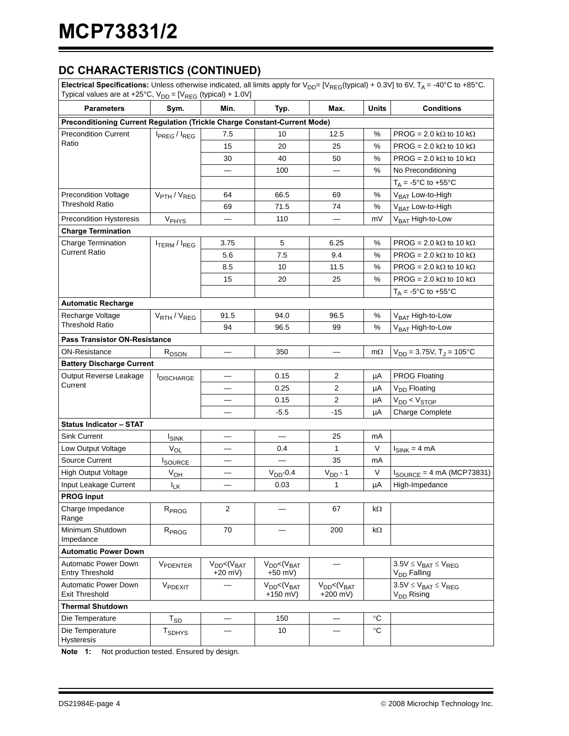## DC CHARACTERISTICS (CONTINUED)

| **Electrical Specifications:** Unless otherwise indicated, all limits apply for $V_{DD}$= [$V_{REG}$(typical) + 0.3V] to 6V, $T_A$ = -40°C to +85°C. Typical values are at +25°C, $V_{DD}$ = [$V_{REG}$ (typical) + 1.0V] | | | | | | |
|---|---|---|---|---|---|---|
| **Parameters** | **Sym.** | **Min.** | **Typ.** | **Max.** | **Units** | **Conditions** |
| **Preconditioning Current Regulation (Trickle Charge Constant-Current Mode)** | | | | | | |
| Precondition Current Ratio | $I_{PREG}$ / $I_{REG}$ | 7.5 | 10 | 12.5 | % | PROG = 2.0 kΩ to 10 kΩ |
| | | 15 | 20 | 25 | % | PROG = 2.0 kΩ to 10 kΩ |
| | | 30 | 40 | 50 | % | PROG = 2.0 kΩ to 10 kΩ |
| | | — | 100 | — | % | No Preconditioning |
| | | | | | | $T_A$ = -5°C to +55°C |
| Precondition Voltage Threshold Ratio | $V_{PTH}$ / $V_{REG}$ | 64 | 66.5 | 69 | % | $V_{BAT}$ Low-to-High |
| | | 69 | 71.5 | 74 | % | $V_{BAT}$ Low-to-High |
| Precondition Hysteresis | $V_{PHYS}$ | — | 110 | — | mV | $V_{BAT}$ High-to-Low |
| **Charge Termination** | | | | | | |
| Charge Termination Current Ratio | $I_{TERM}$ / $I_{REG}$ | 3.75 | 5 | 6.25 | % | PROG = 2.0 kΩ to 10 kΩ |
| | | 5.6 | 7.5 | 9.4 | % | PROG = 2.0 kΩ to 10 kΩ |
| | | 8.5 | 10 | 11.5 | % | PROG = 2.0 kΩ to 10 kΩ |
| | | 15 | 20 | 25 | % | PROG = 2.0 kΩ to 10 kΩ |
| | | | | | | $T_A$ = -5°C to +55°C |
| **Automatic Recharge** | | | | | | |
| Recharge Voltage Threshold Ratio | $V_{RTH}$ / $V_{REG}$ | 91.5 | 94.0 | 96.5 | % | $V_{BAT}$ High-to-Low |
| | | 94 | 96.5 | 99 | % | $V_{BAT}$ High-to-Low |
| **Pass Transistor ON-Resistance** | | | | | | |
| ON-Resistance | $R_{DSON}$ | — | 350 | — | mΩ | $V_{DD}$ = 3.75V, $T_J$ = 105°C |
| **Battery Discharge Current** | | | | | | |
| Output Reverse Leakage Current | $I_{DISCHARGE}$ | — | 0.15 | 2 | µA | PROG Floating |
| | | — | 0.25 | 2 | µA | $V_{DD}$ Floating |
| | | — | 0.15 | 2 | µA | $V_{DD}$ < $V_{STOP}$ |
| | | — | -5.5 | -15 | µA | Charge Complete |
| **Status Indicator – STAT** | | | | | | |
| Sink Current | $I_{SINK}$ | — | — | 25 | mA | |
| Low Output Voltage | $V_{OL}$ | — | 0.4 | 1 | V | $I_{SINK}$ = 4 mA |
| Source Current | $I_{SOURCE}$ | — | — | 35 | mA | |
| High Output Voltage | $V_{OH}$ | — | $V_{DD}$-0.4 | $V_{DD}$ - 1 | V | $I_{SOURCE}$ = 4 mA (MCP73831) |
| Input Leakage Current | $I_{LK}$ | — | 0.03 | 1 | µA | High-Impedance |
| **PROG Input** | | | | | | |
| Charge Impedance Range | $R_{PROG}$ | 2 | — | 67 | kΩ | |
| Minimum Shutdown Impedance | $R_{PROG}$ | 70 | — | 200 | kΩ | |
| **Automatic Power Down** | | | | | | |
| Automatic Power Down Entry Threshold | $V_{PDENTER}$ | $V_{DD}$<($V_{BAT}$ +20 mV) | $V_{DD}$<($V_{BAT}$ +50 mV) | — | | 3.5V ≤ $V_{BAT}$ ≤ $V_{REG}$ $V_{DD}$ Falling |
| Automatic Power Down Exit Threshold | $V_{PDEXIT}$ | — | $V_{DD}$<($V_{BAT}$ +150 mV) | $V_{DD}$<($V_{BAT}$ +200 mV) | | 3.5V ≤ $V_{BAT}$ ≤ $V_{REG}$ $V_{DD}$ Rising |
| **Thermal Shutdown** | | | | | | |
| Die Temperature | $T_{SD}$ | — | 150 | — | °C | |
| Die Temperature Hysteresis | $T_{SDHYS}$ | — | 10 | — | °C | |

**Note 1:** Not production tested. Ensured by design.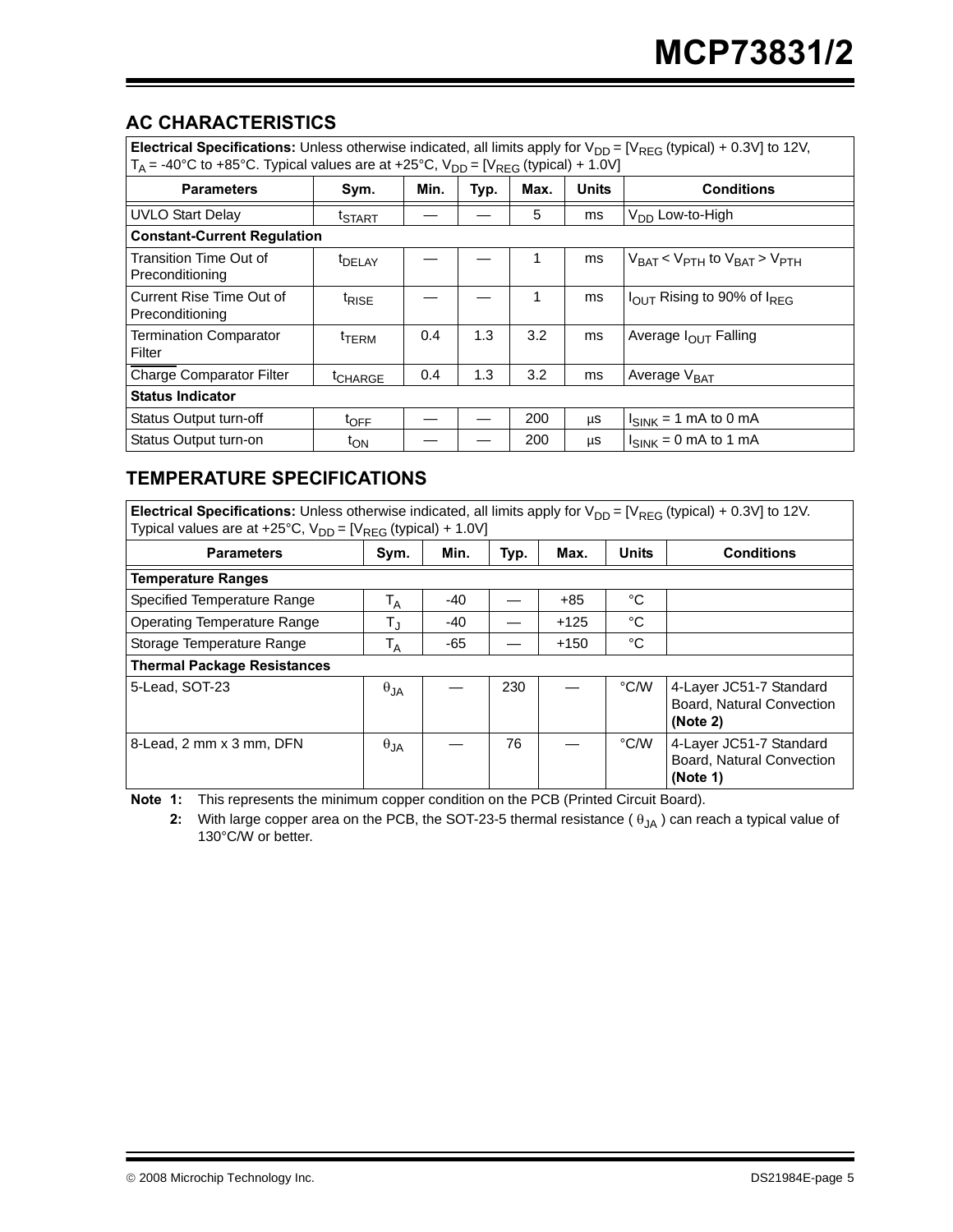## AC CHARACTERISTICS

| Electrical Specifications: Unless otherwise indicated, all limits apply for $V_{DD}$ = [$V_{REG}$ (typical) + 0.3V] to 12V, $T_A$ = -40°C to +85°C. Typical values are at +25°C, $V_{DD}$ = [$V_{REG}$ (typical) + 1.0V] | | | | | | |
|---|---|---|---|---|---|---|
| **Parameters** | **Sym.** | **Min.** | **Typ.** | **Max.** | **Units** | **Conditions** |
| UVLO Start Delay | $t_{START}$ | — | — | 5 | ms | $V_{DD}$ Low-to-High |
| **Constant-Current Regulation** | | | | | | |
| Transition Time Out of Preconditioning | $t_{DELAY}$ | — | — | 1 | ms | $V_{BAT} < V_{PTH}$ to $V_{BAT} > V_{PTH}$ |
| Current Rise Time Out of Preconditioning | $t_{RISE}$ | — | — | 1 | ms | $I_{OUT}$ Rising to 90% of $I_{REG}$ |
| Termination Comparator Filter | $t_{TERM}$ | 0.4 | 1.3 | 3.2 | ms | Average $I_{OUT}$ Falling |
| Charge Comparator Filter | $t_{CHARGE}$ | 0.4 | 1.3 | 3.2 | ms | Average $V_{BAT}$ |
| **Status Indicator** | | | | | | |
| Status Output turn-off | $t_{OFF}$ | — | — | 200 | µs | $I_{SINK}$ = 1 mA to 0 mA |
| Status Output turn-on | $t_{ON}$ | — | — | 200 | µs | $I_{SINK}$ = 0 mA to 1 mA |

## TEMPERATURE SPECIFICATIONS

| Electrical Specifications: Unless otherwise indicated, all limits apply for $V_{DD}$ = [$V_{REG}$ (typical) + 0.3V] to 12V. Typical values are at +25°C, $V_{DD}$ = [$V_{REG}$ (typical) + 1.0V] | | | | | | |
|---|---|---|---|---|---|---|
| **Parameters** | **Sym.** | **Min.** | **Typ.** | **Max.** | **Units** | **Conditions** |
| **Temperature Ranges** | | | | | | |
| Specified Temperature Range | $T_A$ | -40 | — | +85 | °C | |
| Operating Temperature Range | $T_J$ | -40 | — | +125 | °C | |
| Storage Temperature Range | $T_A$ | -65 | — | +150 | °C | |
| **Thermal Package Resistances** | | | | | | |
| 5-Lead, SOT-23 | $\theta_{JA}$ | — | 230 | — | °C/W | 4-Layer JC51-7 Standard Board, Natural Convection **(Note 2)** |
| 8-Lead, 2 mm x 3 mm, DFN | $\theta_{JA}$ | — | 76 | — | °C/W | 4-Layer JC51-7 Standard Board, Natural Convection **(Note 1)** |

**Note 1:** This represents the minimum copper condition on the PCB (Printed Circuit Board).

**2:** With large copper area on the PCB, the SOT-23-5 thermal resistance ( $\theta_{JA}$ ) can reach a typical value of 130°C/W or better.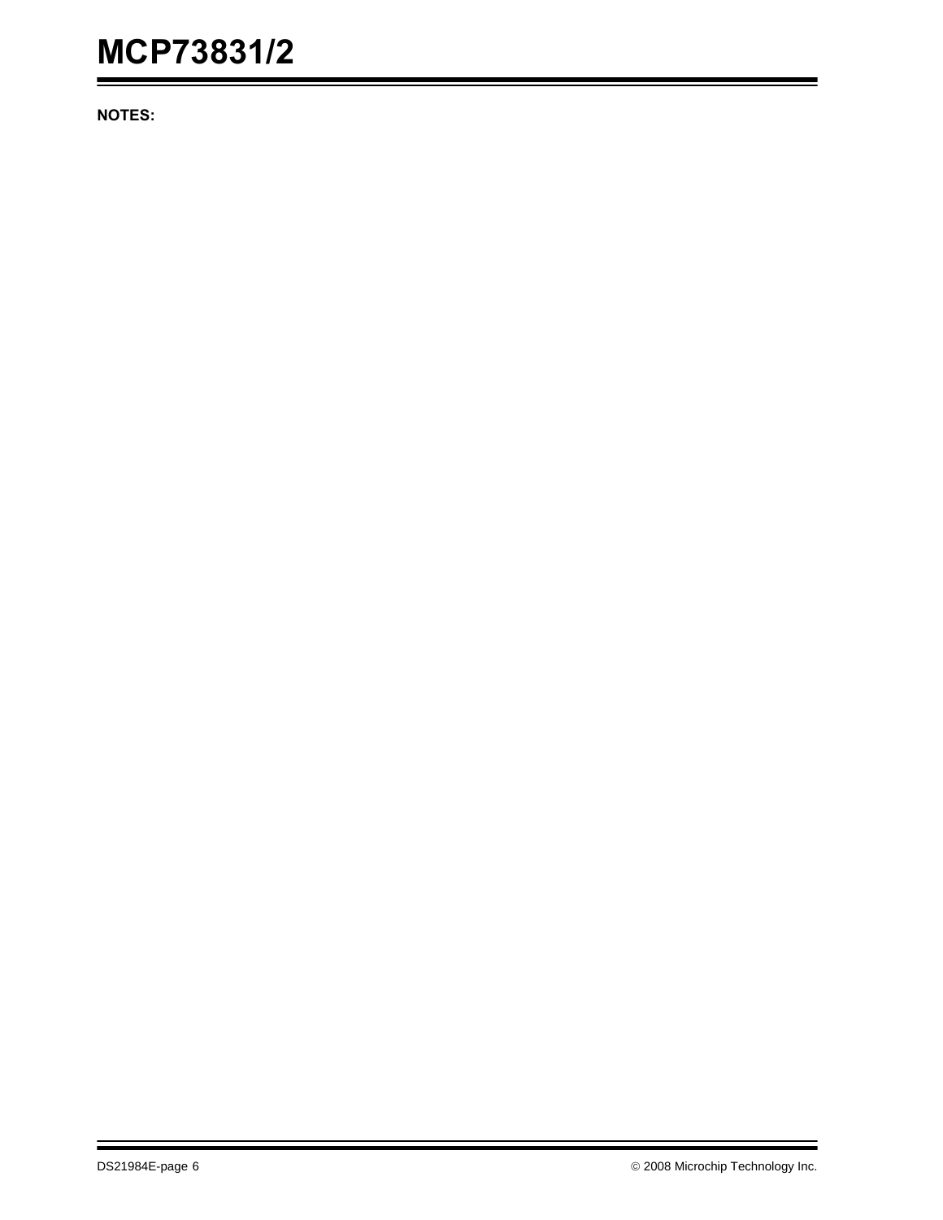**NOTES:**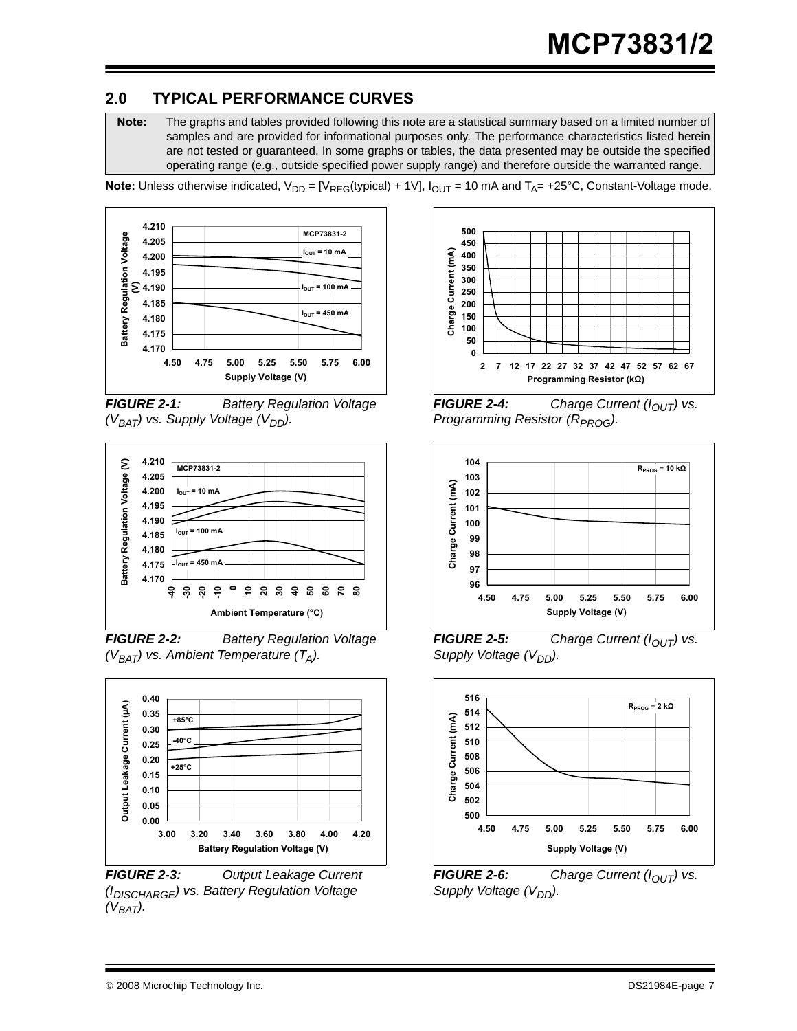## 2.0 TYPICAL PERFORMANCE CURVES

**Note:** The graphs and tables provided following this note are a statistical summary based on a limited number of samples and are provided for informational purposes only. The performance characteristics listed herein are not tested or guaranteed. In some graphs or tables, the data presented may be outside the specified operating range (e.g., outside specified power supply range) and therefore outside the warranted range.

**Note:** Unless otherwise indicated, $V_{DD}$ = [$V_{REG}$(typical) + 1V], $I_{OUT}$ = 10 mA and $T_A$= +25°C, Constant-Voltage mode.

***FIGURE 2-1:*** *Battery Regulation Voltage ($V_{BAT}$) vs. Supply Voltage ($V_{DD}$).*

***FIGURE 2-2:*** *Battery Regulation Voltage ($V_{BAT}$) vs. Ambient Temperature ($T_A$).*

***FIGURE 2-3:*** *Output Leakage Current ($I_{DISCHARGE}$) vs. Battery Regulation Voltage ($V_{BAT}$).*

***FIGURE 2-4:*** *Charge Current ($I_{OUT}$) vs. Programming Resistor ($R_{PROG}$).*

***FIGURE 2-5:*** *Charge Current ($I_{OUT}$) vs. Supply Voltage ($V_{DD}$).*

***FIGURE 2-6:*** *Charge Current ($I_{OUT}$) vs. Supply Voltage ($V_{DD}$).*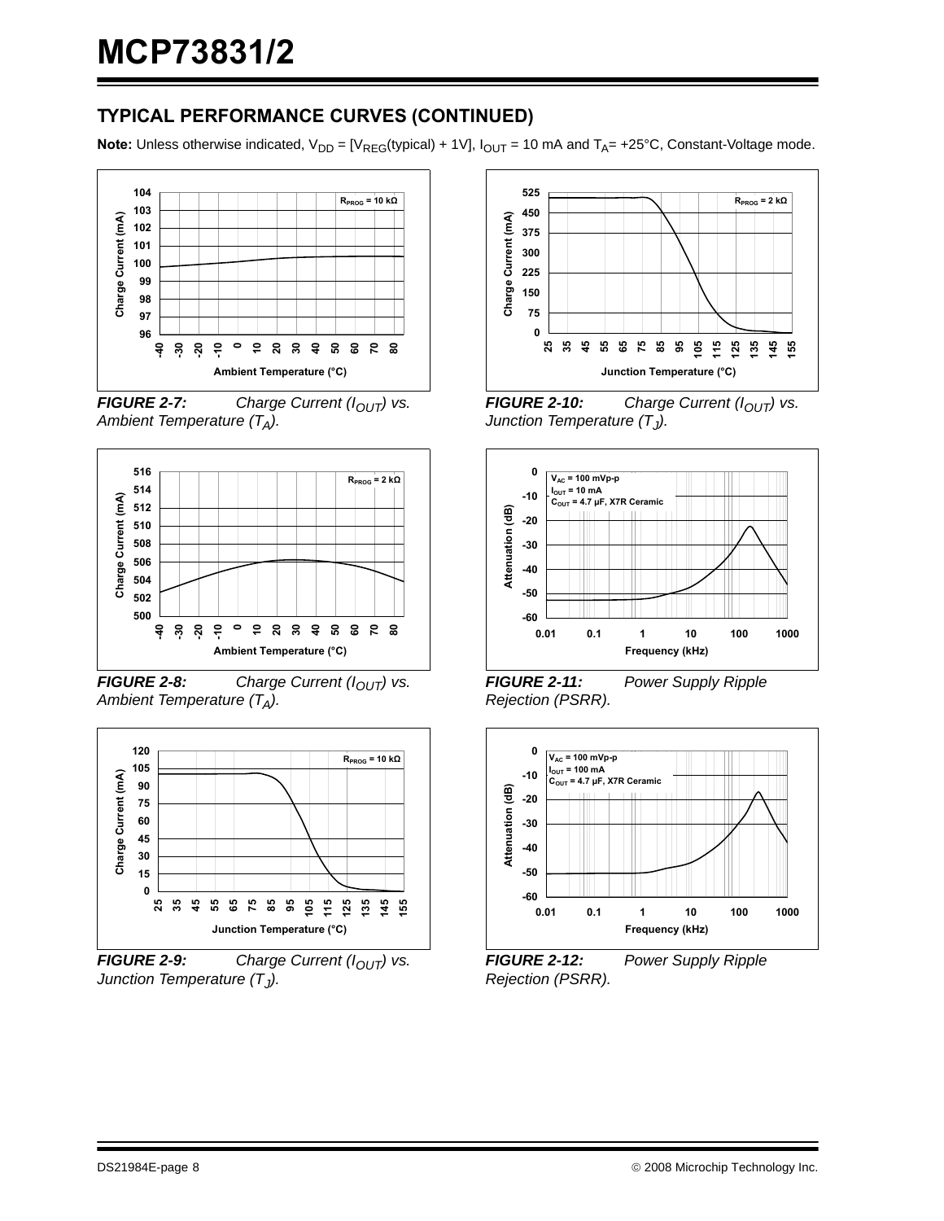## TYPICAL PERFORMANCE CURVES (CONTINUED)

**Note:** Unless otherwise indicated, $V_{DD}$ = [$V_{REG}$(typical) + 1V], $I_{OUT}$ = 10 mA and $T_A$= +25°C, Constant-Voltage mode.

***FIGURE 2-7:*** *Charge Current ($I_{OUT}$) vs. Ambient Temperature ($T_A$).*

***FIGURE 2-8:*** *Charge Current ($I_{OUT}$) vs. Ambient Temperature ($T_A$).*

***FIGURE 2-9:*** *Charge Current ($I_{OUT}$) vs. Junction Temperature ($T_J$).*

***FIGURE 2-10:*** *Charge Current ($I_{OUT}$) vs. Junction Temperature ($T_J$).*

***FIGURE 2-11:*** *Power Supply Ripple Rejection (PSRR).*

***FIGURE 2-12:*** *Power Supply Ripple Rejection (PSRR).*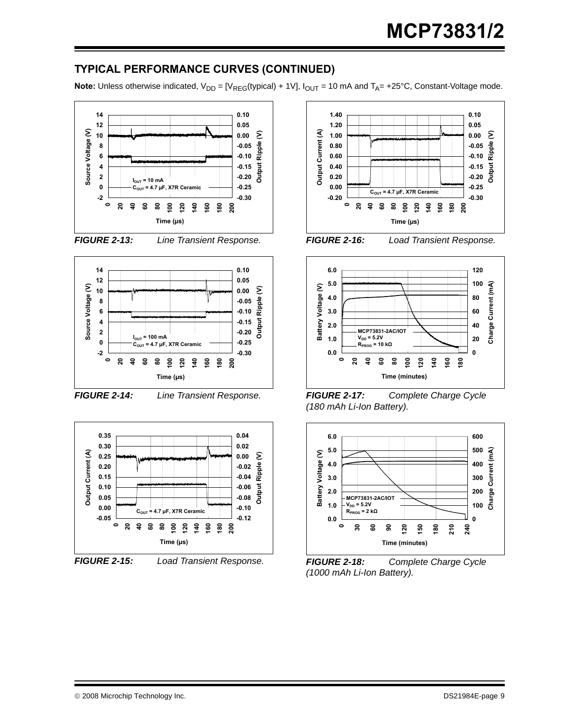## TYPICAL PERFORMANCE CURVES (CONTINUED)

**Note:** Unless otherwise indicated, $V_{DD}$ = [$V_{REG}$(typical) + 1V], $I_{OUT}$ = 10 mA and $T_A$= +25°C, Constant-Voltage mode.

*FIGURE 2-13:* Line Transient Response.

*FIGURE 2-14:* Line Transient Response.

*FIGURE 2-15:* Load Transient Response.

*FIGURE 2-16:* Load Transient Response.

*FIGURE 2-17:* Complete Charge Cycle (180 mAh Li-Ion Battery).

*FIGURE 2-18:* Complete Charge Cycle (1000 mAh Li-Ion Battery).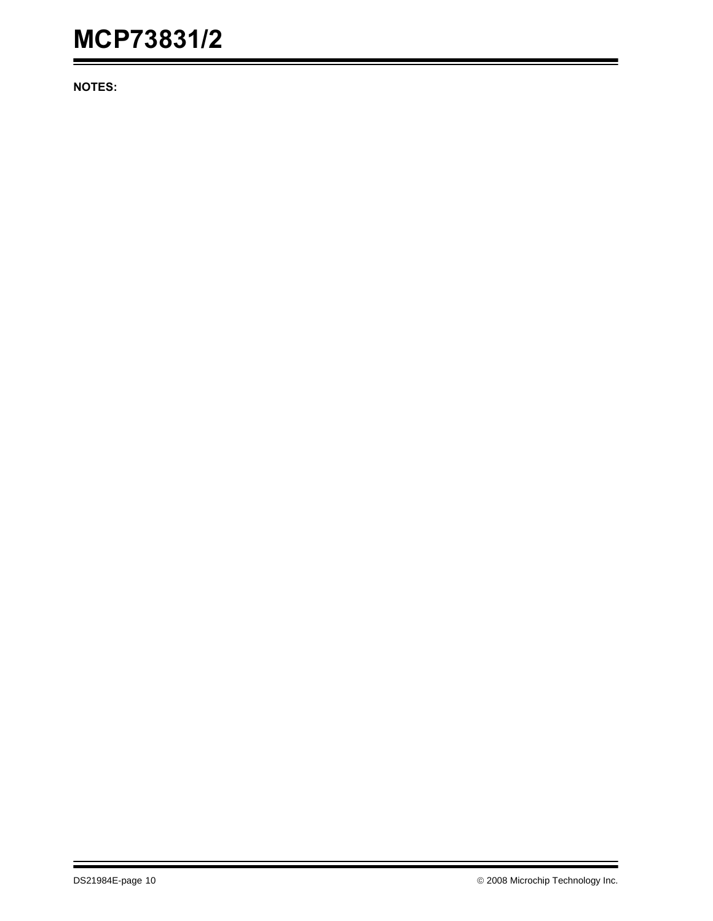**NOTES:**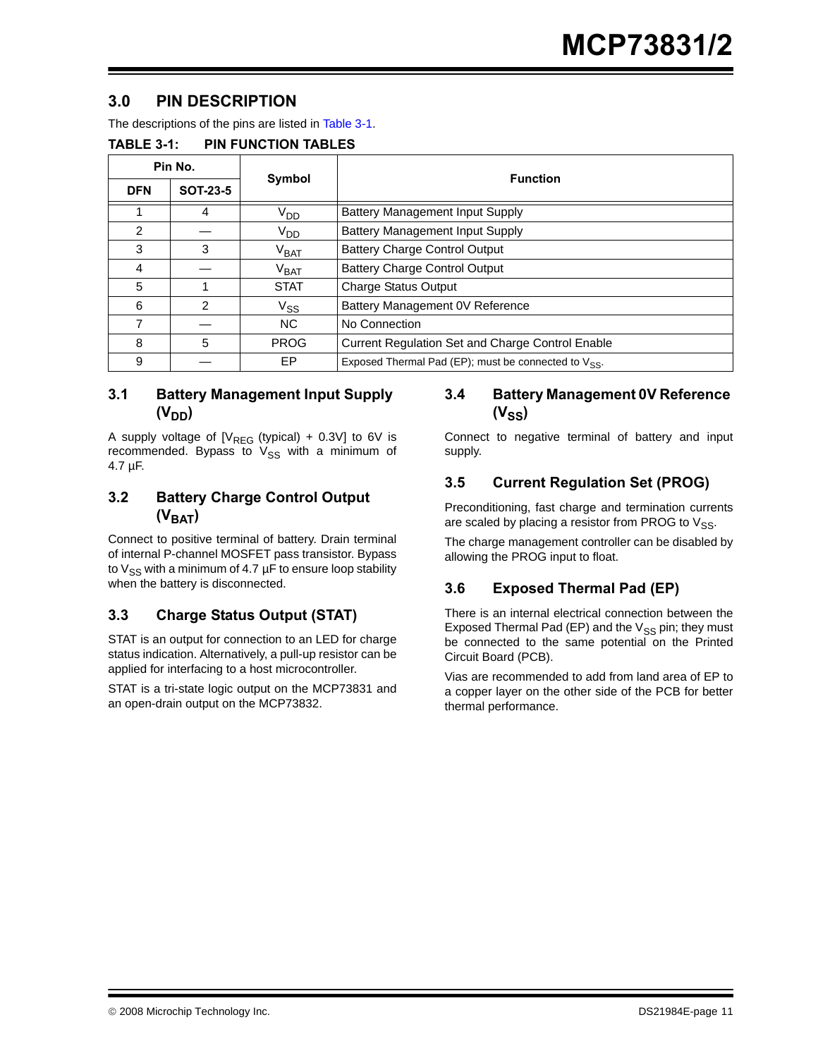## 3.0 PIN DESCRIPTION

The descriptions of the pins are listed in Table 3-1.

**TABLE 3-1: PIN FUNCTION TABLES**

| Pin No. | | Symbol | Function |
|---|---|---|---|
| DFN | SOT-23-5 | | |
| 1 | 4 | $V_{DD}$ | Battery Management Input Supply |
| 2 | — | $V_{DD}$ | Battery Management Input Supply |
| 3 | 3 | $V_{BAT}$ | Battery Charge Control Output |
| 4 | — | $V_{BAT}$ | Battery Charge Control Output |
| 5 | 1 | STAT | Charge Status Output |
| 6 | 2 | $V_{SS}$ | Battery Management 0V Reference |
| 7 | — | NC | No Connection |
| 8 | 5 | PROG | Current Regulation Set and Charge Control Enable |
| 9 | — | EP | Exposed Thermal Pad (EP); must be connected to $V_{SS}$. |

### 3.1 Battery Management Input Supply ($V_{DD}$)

A supply voltage of [$V_{REG}$ (typical) + 0.3V] to 6V is recommended. Bypass to $V_{SS}$ with a minimum of 4.7 µF.

### 3.2 Battery Charge Control Output ($V_{BAT}$)

Connect to positive terminal of battery. Drain terminal of internal P-channel MOSFET pass transistor. Bypass to $V_{SS}$ with a minimum of 4.7 µF to ensure loop stability when the battery is disconnected.

### 3.3 Charge Status Output (STAT)

STAT is an output for connection to an LED for charge status indication. Alternatively, a pull-up resistor can be applied for interfacing to a host microcontroller.

STAT is a tri-state logic output on the MCP73831 and an open-drain output on the MCP73832.

### 3.4 Battery Management 0V Reference ($V_{SS}$)

Connect to negative terminal of battery and input supply.

### 3.5 Current Regulation Set (PROG)

Preconditioning, fast charge and termination currents are scaled by placing a resistor from PROG to $V_{SS}$.

The charge management controller can be disabled by allowing the PROG input to float.

### 3.6 Exposed Thermal Pad (EP)

There is an internal electrical connection between the Exposed Thermal Pad (EP) and the $V_{SS}$ pin; they must be connected to the same potential on the Printed Circuit Board (PCB).

Vias are recommended to add from land area of EP to a copper layer on the other side of the PCB for better thermal performance.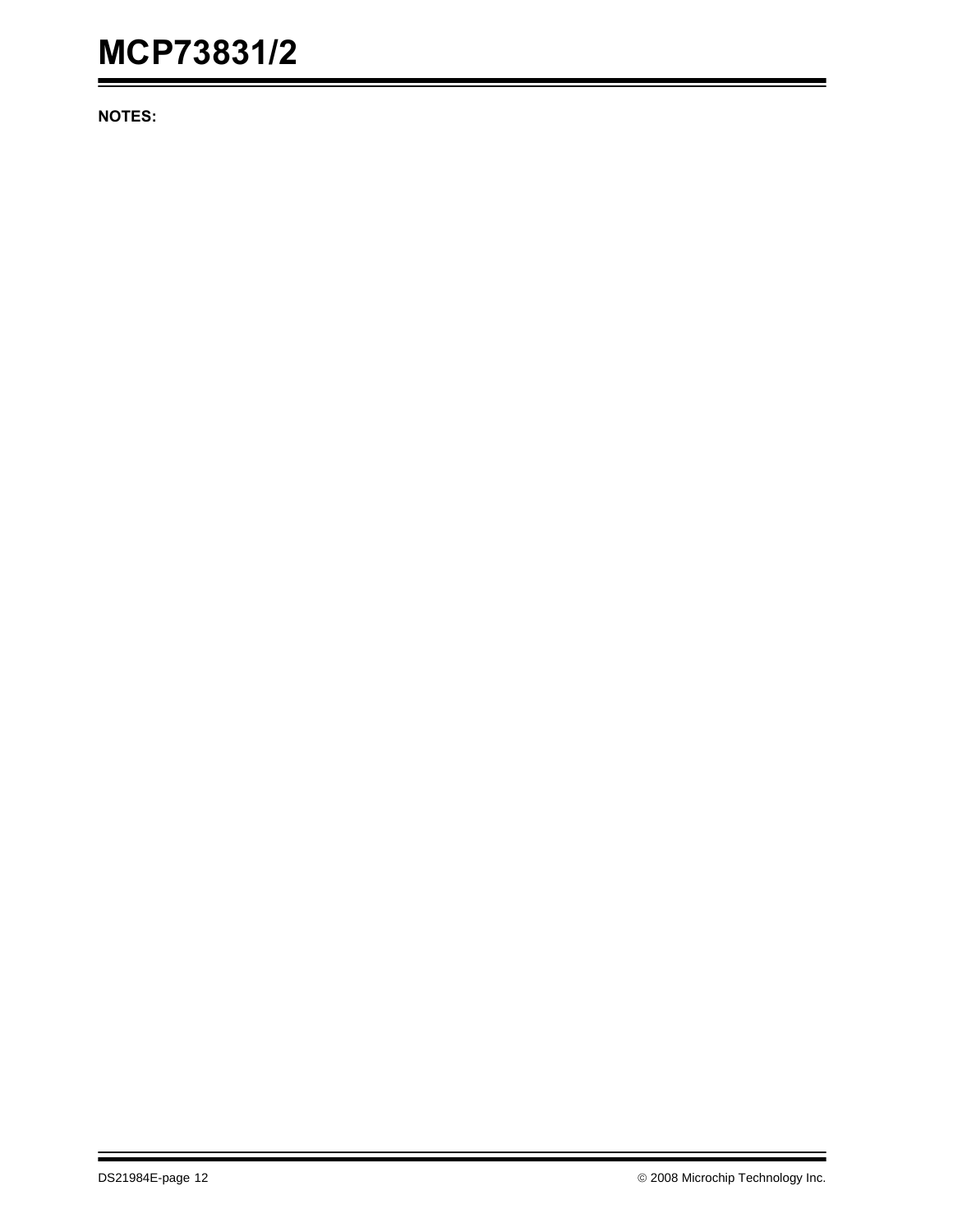**NOTES:**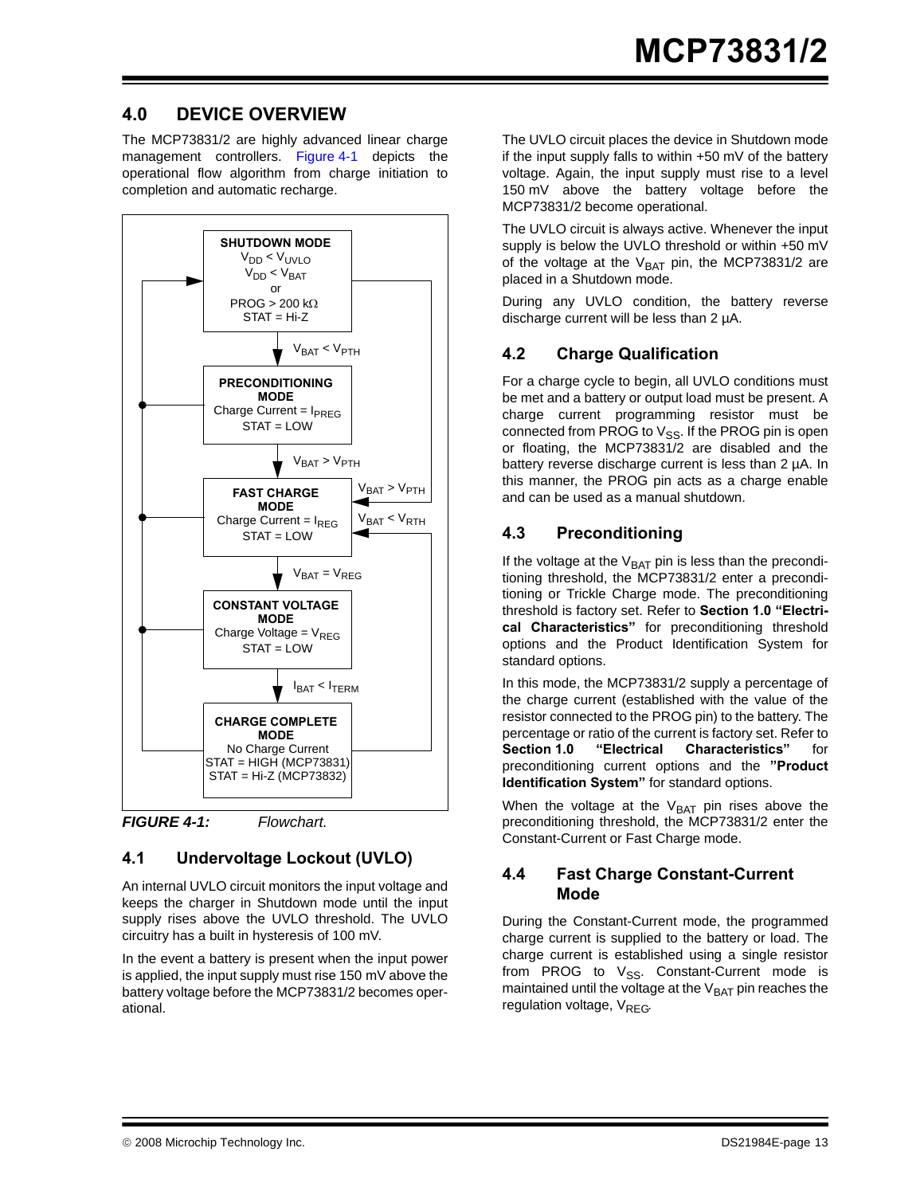# 4.0 DEVICE OVERVIEW

The MCP73831/2 are highly advanced linear charge management controllers. Figure 4-1 depicts the operational flow algorithm from charge initiation to completion and automatic recharge.

**SHUTDOWN MODE**
$V_{DD} < V_{UVLO}$
$V_{DD} < V_{BAT}$
or
PROG > 200 kΩ
STAT = Hi-Z

$V_{BAT} < V_{PTH}$

**PRECONDITIONING MODE**
Charge Current = $I_{PREG}$
STAT = LOW

$V_{BAT} > V_{PTH}$

**FAST CHARGE MODE**
Charge Current = $I_{REG}$
STAT = LOW

$V_{BAT} > V_{PTH}$

$V_{BAT} < V_{RTH}$

$V_{BAT} = V_{REG}$

**CONSTANT VOLTAGE MODE**
Charge Voltage = $V_{REG}$
STAT = LOW

$I_{BAT} < I_{TERM}$

**CHARGE COMPLETE MODE**
No Charge Current
STAT = HIGH (MCP73831)
STAT = Hi-Z (MCP73832)

***FIGURE 4-1:*** *Flowchart.*

## 4.1 Undervoltage Lockout (UVLO)

An internal UVLO circuit monitors the input voltage and keeps the charger in Shutdown mode until the input supply rises above the UVLO threshold. The UVLO circuitry has a built in hysteresis of 100 mV.

In the event a battery is present when the input power is applied, the input supply must rise 150 mV above the battery voltage before the MCP73831/2 becomes operational.

The UVLO circuit places the device in Shutdown mode if the input supply falls to within +50 mV of the battery voltage. Again, the input supply must rise to a level 150 mV above the battery voltage before the MCP73831/2 become operational.

The UVLO circuit is always active. Whenever the input supply is below the UVLO threshold or within +50 mV of the voltage at the $V_{BAT}$ pin, the MCP73831/2 are placed in a Shutdown mode.

During any UVLO condition, the battery reverse discharge current will be less than 2 µA.

## 4.2 Charge Qualification

For a charge cycle to begin, all UVLO conditions must be met and a battery or output load must be present. A charge current programming resistor must be connected from PROG to $V_{SS}$. If the PROG pin is open or floating, the MCP73831/2 are disabled and the battery reverse discharge current is less than 2 µA. In this manner, the PROG pin acts as a charge enable and can be used as a manual shutdown.

## 4.3 Preconditioning

If the voltage at the $V_{BAT}$ pin is less than the preconditioning threshold, the MCP73831/2 enter a preconditioning or Trickle Charge mode. The preconditioning threshold is factory set. Refer to **Section 1.0 "Electrical Characteristics"** for preconditioning threshold options and the Product Identification System for standard options.

In this mode, the MCP73831/2 supply a percentage of the charge current (established with the value of the resistor connected to the PROG pin) to the battery. The percentage or ratio of the current is factory set. Refer to **Section 1.0 "Electrical Characteristics"** for preconditioning current options and the **"Product Identification System"** for standard options.

When the voltage at the $V_{BAT}$ pin rises above the preconditioning threshold, the MCP73831/2 enter the Constant-Current or Fast Charge mode.

## 4.4 Fast Charge Constant-Current Mode

During the Constant-Current mode, the programmed charge current is supplied to the battery or load. The charge current is established using a single resistor from PROG to $V_{SS}$. Constant-Current mode is maintained until the voltage at the $V_{BAT}$ pin reaches the regulation voltage, $V_{REG}$.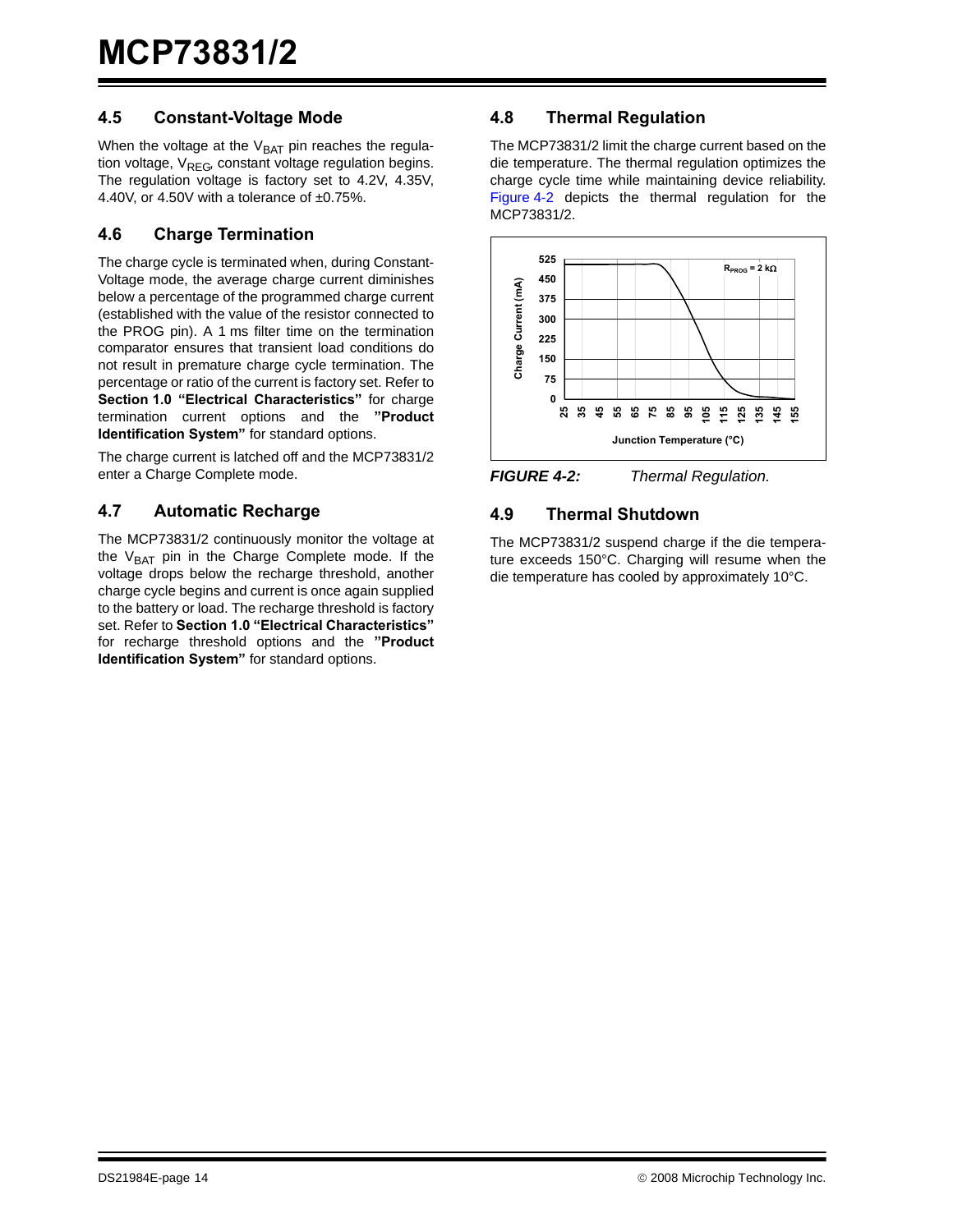## 4.5 Constant-Voltage Mode

When the voltage at the $V_{BAT}$ pin reaches the regulation voltage, $V_{REG}$, constant voltage regulation begins. The regulation voltage is factory set to 4.2V, 4.35V, 4.40V, or 4.50V with a tolerance of ±0.75%.

## 4.6 Charge Termination

The charge cycle is terminated when, during Constant-Voltage mode, the average charge current diminishes below a percentage of the programmed charge current (established with the value of the resistor connected to the PROG pin). A 1 ms filter time on the termination comparator ensures that transient load conditions do not result in premature charge cycle termination. The percentage or ratio of the current is factory set. Refer to **Section 1.0 "Electrical Characteristics"** for charge termination current options and the **"Product Identification System"** for standard options.

The charge current is latched off and the MCP73831/2 enter a Charge Complete mode.

## 4.7 Automatic Recharge

The MCP73831/2 continuously monitor the voltage at the $V_{BAT}$ pin in the Charge Complete mode. If the voltage drops below the recharge threshold, another charge cycle begins and current is once again supplied to the battery or load. The recharge threshold is factory set. Refer to **Section 1.0 "Electrical Characteristics"** for recharge threshold options and the **"Product Identification System"** for standard options.

## 4.8 Thermal Regulation

The MCP73831/2 limit the charge current based on the die temperature. The thermal regulation optimizes the charge cycle time while maintaining device reliability. Figure 4-2 depicts the thermal regulation for the MCP73831/2.

*FIGURE 4-2: Thermal Regulation.*

## 4.9 Thermal Shutdown

The MCP73831/2 suspend charge if the die temperature exceeds 150°C. Charging will resume when the die temperature has cooled by approximately 10°C.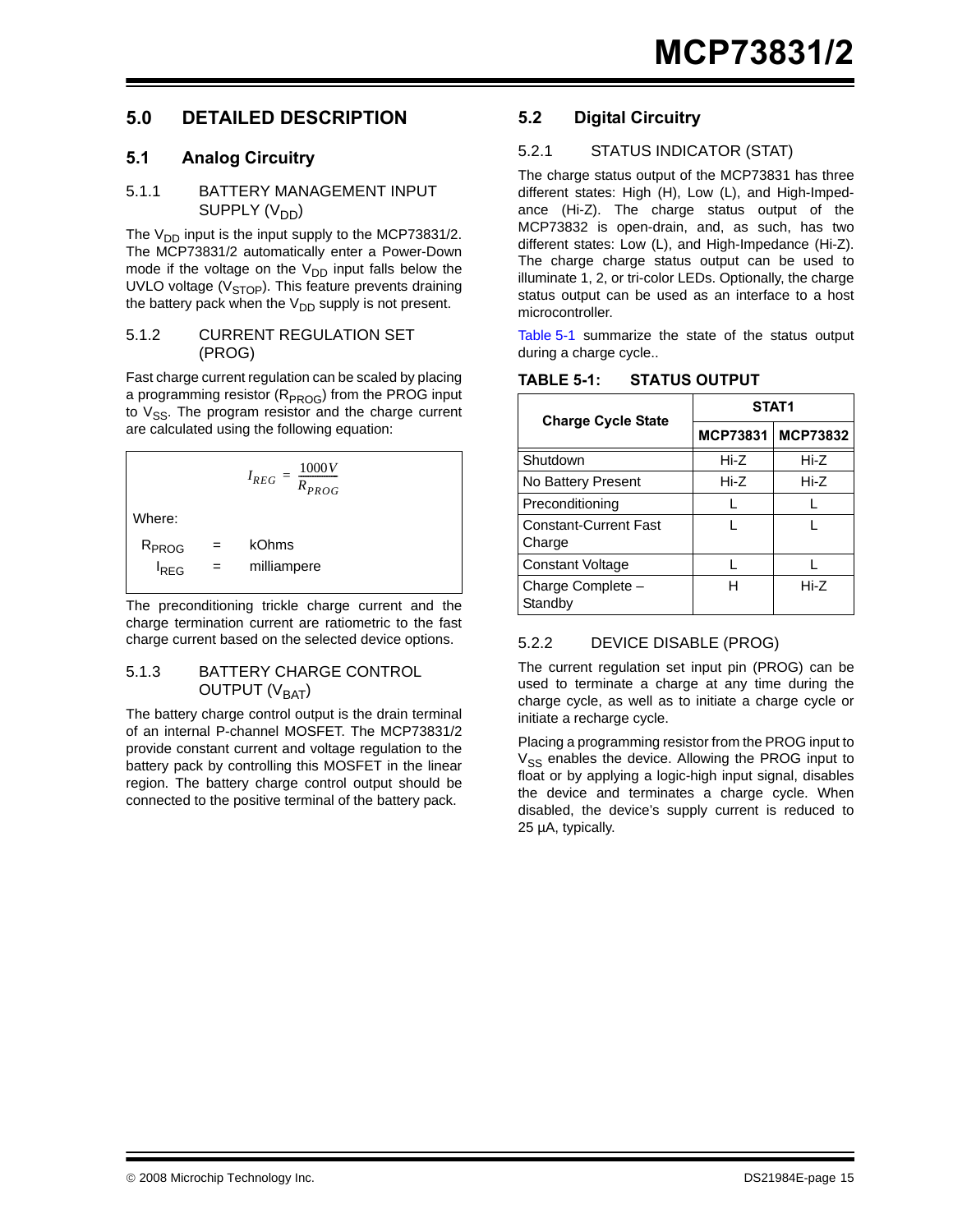## 5.0 DETAILED DESCRIPTION

### 5.1 Analog Circuitry

#### 5.1.1 BATTERY MANAGEMENT INPUT SUPPLY ($V_{DD}$)

The $V_{DD}$ input is the input supply to the MCP73831/2. The MCP73831/2 automatically enter a Power-Down mode if the voltage on the $V_{DD}$ input falls below the UVLO voltage ($V_{STOP}$). This feature prevents draining the battery pack when the $V_{DD}$ supply is not present.

#### 5.1.2 CURRENT REGULATION SET (PROG)

Fast charge current regulation can be scaled by placing a programming resistor ($R_{PROG}$) from the PROG input to $V_{SS}$. The program resistor and the charge current are calculated using the following equation:

$$I_{REG} = \frac{1000V}{R_{PROG}}$$

Where:

$R_{PROG}$ = kOhms

$I_{REG}$ = milliampere

The preconditioning trickle charge current and the charge termination current are ratiometric to the fast charge current based on the selected device options.

#### 5.1.3 BATTERY CHARGE CONTROL OUTPUT ($V_{BAT}$)

The battery charge control output is the drain terminal of an internal P-channel MOSFET. The MCP73831/2 provide constant current and voltage regulation to the battery pack by controlling this MOSFET in the linear region. The battery charge control output should be connected to the positive terminal of the battery pack.

### 5.2 Digital Circuitry

#### 5.2.1 STATUS INDICATOR (STAT)

The charge status output of the MCP73831 has three different states: High (H), Low (L), and High-Impedance (Hi-Z). The charge status output of the MCP73832 is open-drain, and, as such, has two different states: Low (L), and High-Impedance (Hi-Z). The charge charge status output can be used to illuminate 1, 2, or tri-color LEDs. Optionally, the charge status output can be used as an interface to a host microcontroller.

Table 5-1 summarize the state of the status output during a charge cycle..

**TABLE 5-1: STATUS OUTPUT**

| Charge Cycle State | STAT1 | |
|---|---|---|
| | MCP73831 | MCP73832 |
| Shutdown | Hi-Z | Hi-Z |
| No Battery Present | Hi-Z | Hi-Z |
| Preconditioning | L | L |
| Constant-Current Fast Charge | L | L |
| Constant Voltage | L | L |
| Charge Complete – Standby | H | Hi-Z |

#### 5.2.2 DEVICE DISABLE (PROG)

The current regulation set input pin (PROG) can be used to terminate a charge at any time during the charge cycle, as well as to initiate a charge cycle or initiate a recharge cycle.

Placing a programming resistor from the PROG input to $V_{SS}$ enables the device. Allowing the PROG input to float or by applying a logic-high input signal, disables the device and terminates a charge cycle. When disabled, the device's supply current is reduced to 25 µA, typically.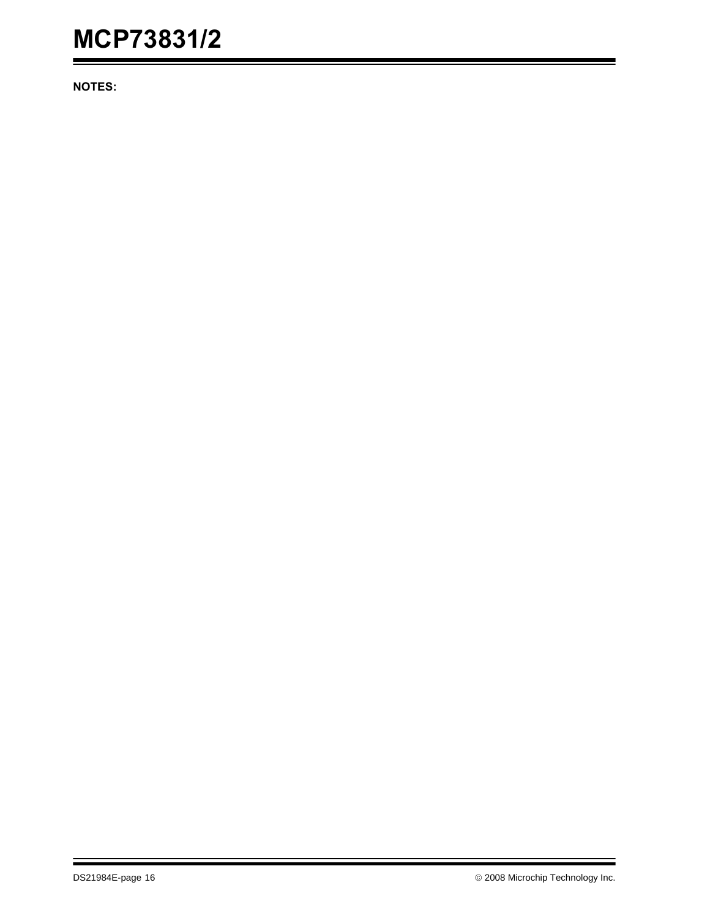**NOTES:**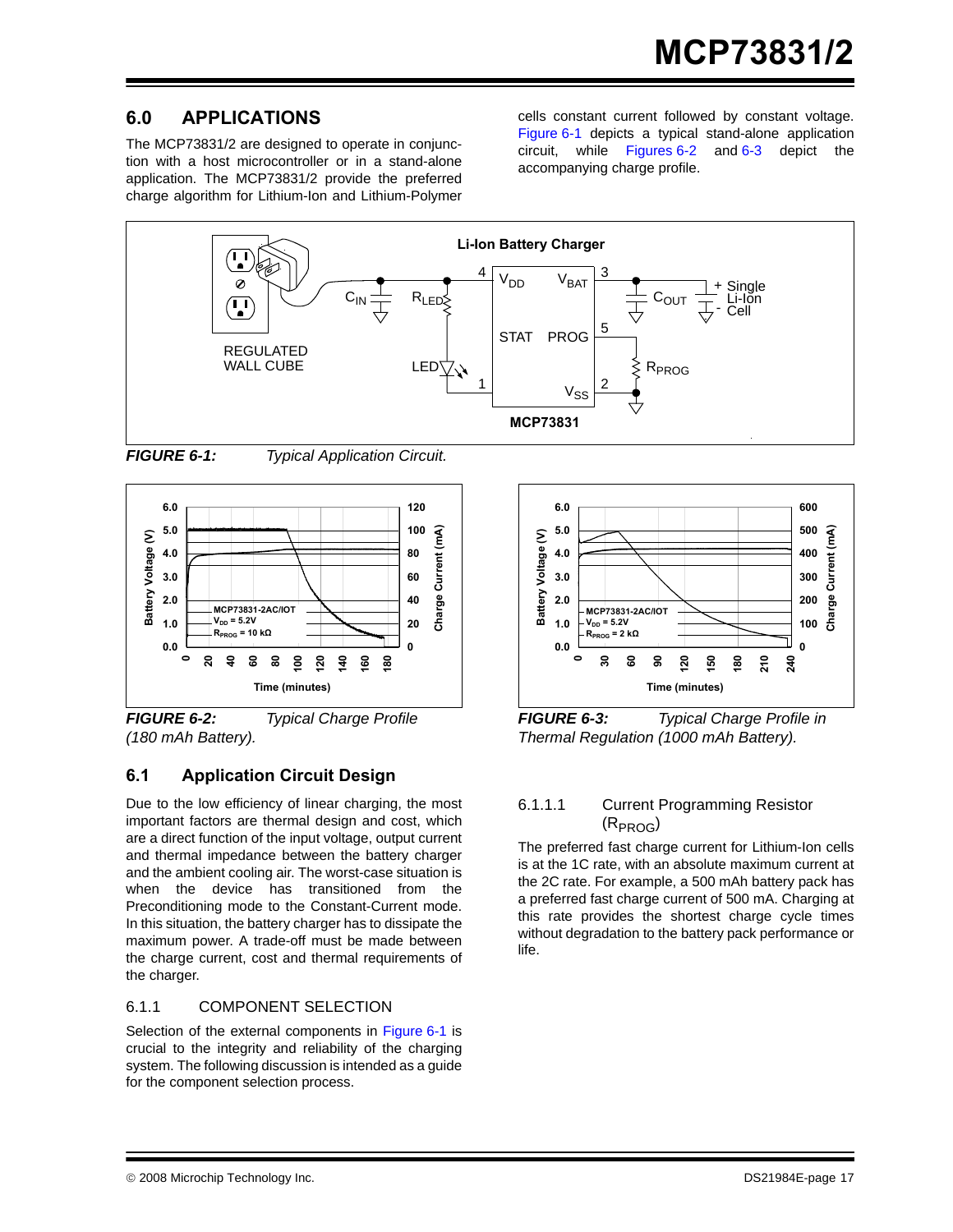## 6.0 APPLICATIONS

The MCP73831/2 are designed to operate in conjunction with a host microcontroller or in a stand-alone application. The MCP73831/2 provide the preferred charge algorithm for Lithium-Ion and Lithium-Polymer cells constant current followed by constant voltage. Figure 6-1 depicts a typical stand-alone application circuit, while Figures 6-2 and 6-3 depict the accompanying charge profile.

*FIGURE 6-1: Typical Application Circuit.*

*FIGURE 6-2: Typical Charge Profile (180 mAh Battery).*

*FIGURE 6-3: Typical Charge Profile in Thermal Regulation (1000 mAh Battery).*

### 6.1 Application Circuit Design

Due to the low efficiency of linear charging, the most important factors are thermal design and cost, which are a direct function of the input voltage, output current and thermal impedance between the battery charger and the ambient cooling air. The worst-case situation is when the device has transitioned from the Preconditioning mode to the Constant-Current mode. In this situation, the battery charger has to dissipate the maximum power. A trade-off must be made between the charge current, cost and thermal requirements of the charger.

#### 6.1.1 COMPONENT SELECTION

Selection of the external components in Figure 6-1 is crucial to the integrity and reliability of the charging system. The following discussion is intended as a guide for the component selection process.

##### 6.1.1.1 Current Programming Resistor ($R_{PROG}$)

The preferred fast charge current for Lithium-Ion cells is at the 1C rate, with an absolute maximum current at the 2C rate. For example, a 500 mAh battery pack has a preferred fast charge current of 500 mA. Charging at this rate provides the shortest charge cycle times without degradation to the battery pack performance or life.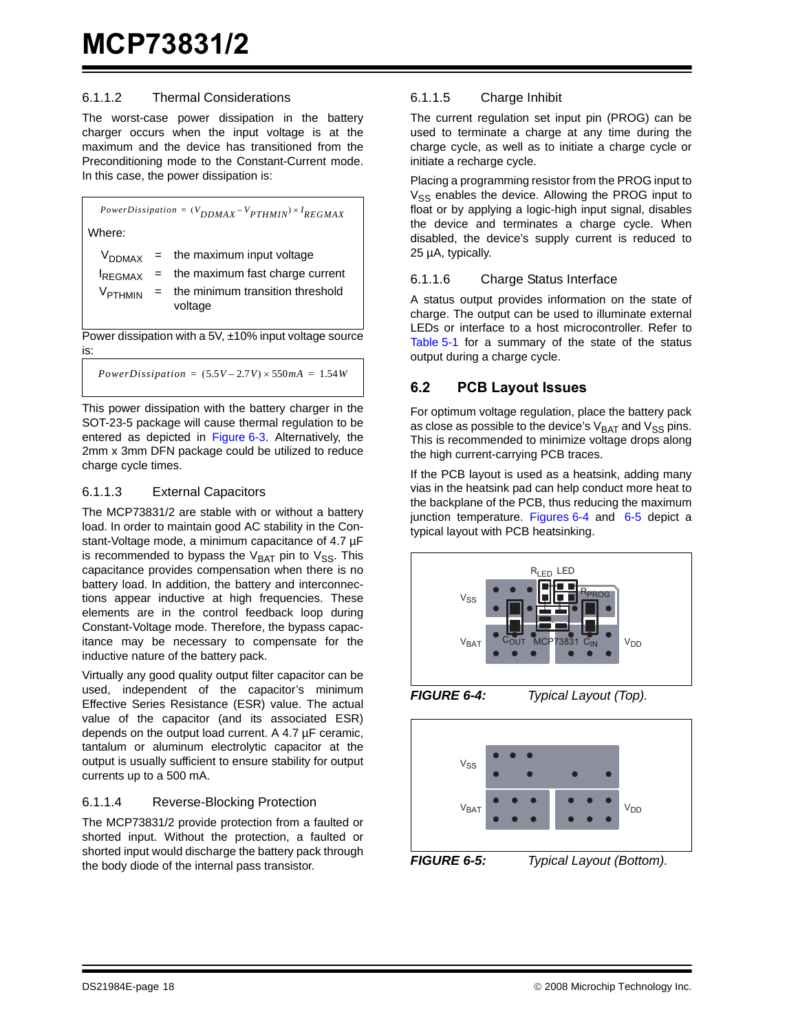#### 6.1.1.2 Thermal Considerations

The worst-case power dissipation in the battery charger occurs when the input voltage is at the maximum and the device has transitioned from the Preconditioning mode to the Constant-Current mode. In this case, the power dissipation is:

$$PowerDissipation = (V_{DDMAX} - V_{PTHMIN}) \times I_{REGMAX}$$

Where:

$V_{DDMAX}$ = the maximum input voltage

$I_{REGMAX}$ = the maximum fast charge current

$V_{PTHMIN}$ = the minimum transition threshold voltage

Power dissipation with a 5V, ±10% input voltage source is:

$$PowerDissipation = (5.5V - 2.7V) \times 550mA = 1.54W$$

This power dissipation with the battery charger in the SOT-23-5 package will cause thermal regulation to be entered as depicted in Figure 6-3. Alternatively, the 2mm x 3mm DFN package could be utilized to reduce charge cycle times.

#### 6.1.1.3 External Capacitors

The MCP73831/2 are stable with or without a battery load. In order to maintain good AC stability in the Constant-Voltage mode, a minimum capacitance of 4.7 µF is recommended to bypass the $V_{BAT}$ pin to $V_{SS}$. This capacitance provides compensation when there is no battery load. In addition, the battery and interconnections appear inductive at high frequencies. These elements are in the control feedback loop during Constant-Voltage mode. Therefore, the bypass capacitance may be necessary to compensate for the inductive nature of the battery pack.

Virtually any good quality output filter capacitor can be used, independent of the capacitor's minimum Effective Series Resistance (ESR) value. The actual value of the capacitor (and its associated ESR) depends on the output load current. A 4.7 µF ceramic, tantalum or aluminum electrolytic capacitor at the output is usually sufficient to ensure stability for output currents up to a 500 mA.

#### 6.1.1.4 Reverse-Blocking Protection

The MCP73831/2 provide protection from a faulted or shorted input. Without the protection, a faulted or shorted input would discharge the battery pack through the body diode of the internal pass transistor.

#### 6.1.1.5 Charge Inhibit

The current regulation set input pin (PROG) can be used to terminate a charge at any time during the charge cycle, as well as to initiate a charge cycle or initiate a recharge cycle.

Placing a programming resistor from the PROG input to $V_{SS}$ enables the device. Allowing the PROG input to float or by applying a logic-high input signal, disables the device and terminates a charge cycle. When disabled, the device's supply current is reduced to 25 µA, typically.

#### 6.1.1.6 Charge Status Interface

A status output provides information on the state of charge. The output can be used to illuminate external LEDs or interface to a host microcontroller. Refer to Table 5-1 for a summary of the state of the status output during a charge cycle.

## 6.2 PCB Layout Issues

For optimum voltage regulation, place the battery pack as close as possible to the device's $V_{BAT}$ and $V_{SS}$ pins. This is recommended to minimize voltage drops along the high current-carrying PCB traces.

If the PCB layout is used as a heatsink, adding many vias in the heatsink pad can help conduct more heat to the backplane of the PCB, thus reducing the maximum junction temperature. Figures 6-4 and 6-5 depict a typical layout with PCB heatsinking.

$R_{LED}$ LED $R_{PROG}$ $V_{SS}$ $V_{BAT}$ $C_{OUT}$ MCP73831 $C_{IN}$ $V_{DD}$

***FIGURE 6-4:*** *Typical Layout (Top).*

$V_{SS}$ $V_{BAT}$ $V_{DD}$

***FIGURE 6-5:*** *Typical Layout (Bottom).*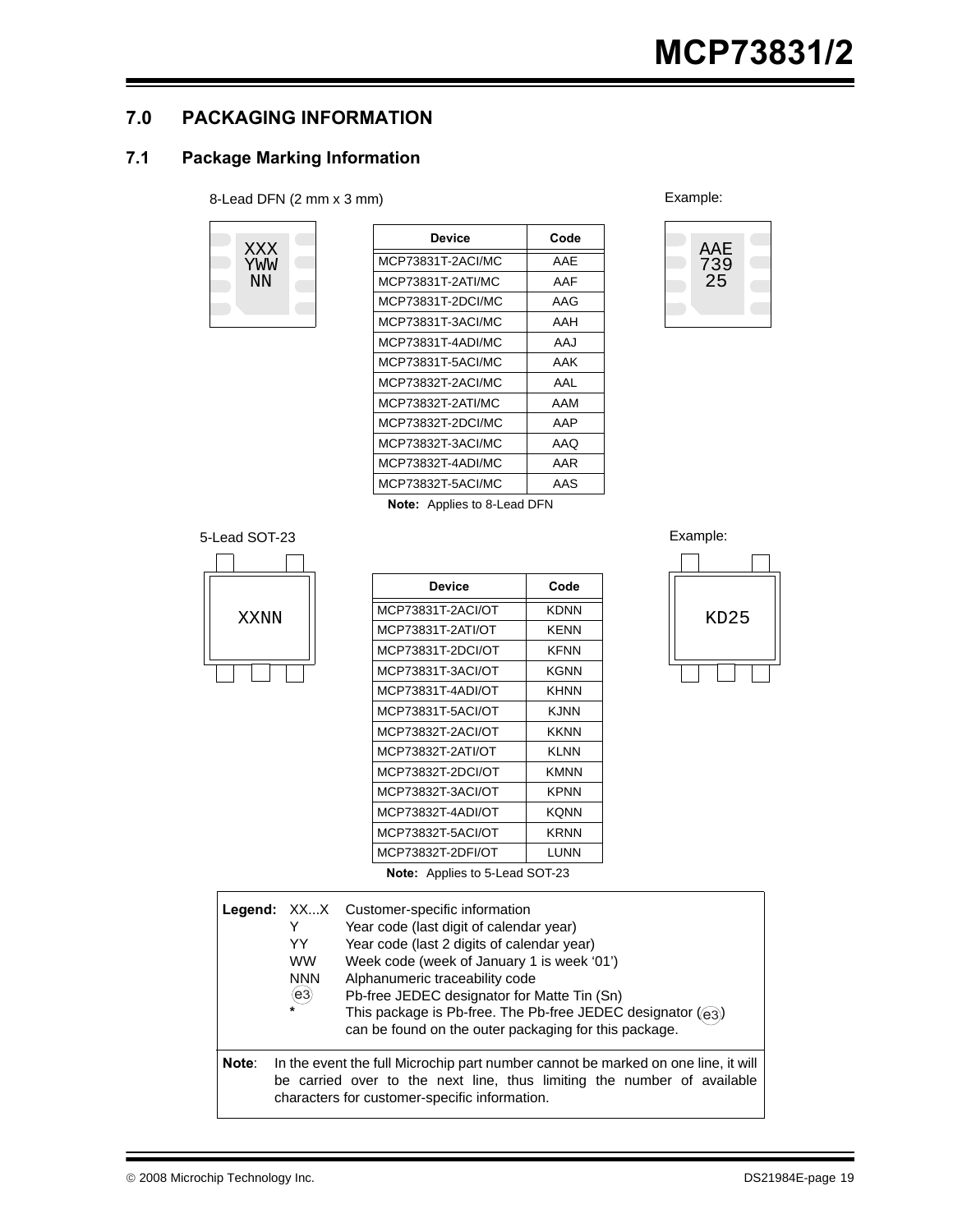## 7.0 PACKAGING INFORMATION

### 7.1 Package Marking Information

8-Lead DFN (2 mm x 3 mm)

```
XXX
YWW
NN
```

| Device | Code |
|---|---|
| MCP73831T-2ACI/MC | AAE |
| MCP73831T-2ATI/MC | AAF |
| MCP73831T-2DCI/MC | AAG |
| MCP73831T-3ACI/MC | AAH |
| MCP73831T-4ADI/MC | AAJ |
| MCP73831T-5ACI/MC | AAK |
| MCP73832T-2ACI/MC | AAL |
| MCP73832T-2ATI/MC | AAM |
| MCP73832T-2DCI/MC | AAP |
| MCP73832T-3ACI/MC | AAQ |
| MCP73832T-4ADI/MC | AAR |
| MCP73832T-5ACI/MC | AAS |

**Note:** Applies to 8-Lead DFN

Example:

```
AAE
739
25
```

5-Lead SOT-23

```
XXNN
```

| Device | Code |
|---|---|
| MCP73831T-2ACI/OT | KDNN |
| MCP73831T-2ATI/OT | KENN |
| MCP73831T-2DCI/OT | KFNN |
| MCP73831T-3ACI/OT | KGNN |
| MCP73831T-4ADI/OT | KHNN |
| MCP73831T-5ACI/OT | KJNN |
| MCP73832T-2ACI/OT | KKNN |
| MCP73832T-2ATI/OT | KLNN |
| MCP73832T-2DCI/OT | KMNN |
| MCP73832T-3ACI/OT | KPNN |
| MCP73832T-4ADI/OT | KQNN |
| MCP73832T-5ACI/OT | KRNN |
| MCP73832T-2DFI/OT | LUNN |

**Note:** Applies to 5-Lead SOT-23

Example:

```
KD25
```

**Legend:**

| | |
|---|---|
| XX...X | Customer-specific information |
| Y | Year code (last digit of calendar year) |
| YY | Year code (last 2 digits of calendar year) |
| WW | Week code (week of January 1 is week '01') |
| NNN | Alphanumeric traceability code |
| (e3) | Pb-free JEDEC designator for Matte Tin (Sn) |
| * | This package is Pb-free. The Pb-free JEDEC designator ((e3)) can be found on the outer packaging for this package. |

**Note**: In the event the full Microchip part number cannot be marked on one line, it will be carried over to the next line, thus limiting the number of available characters for customer-specific information.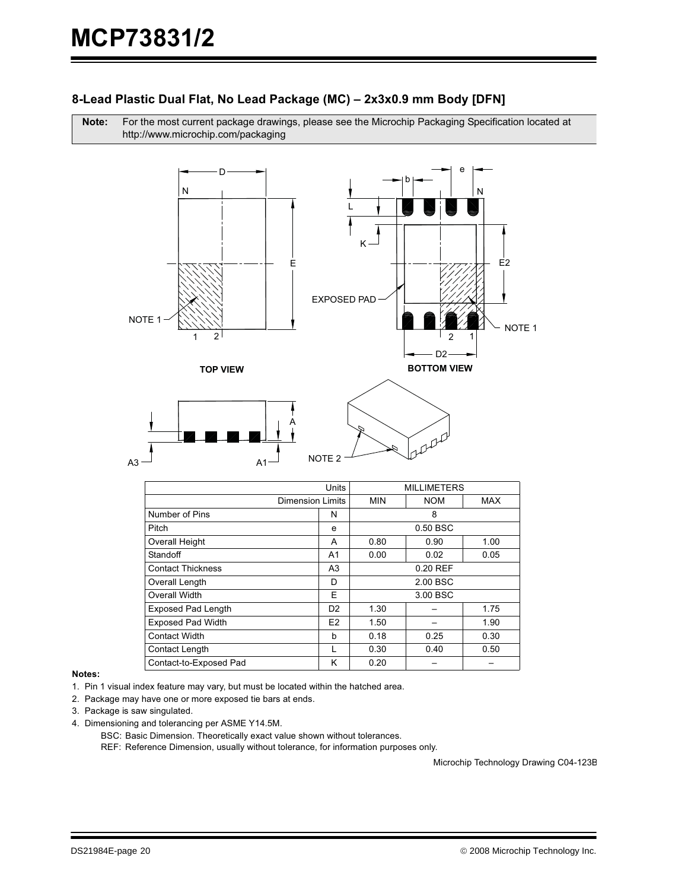## 8-Lead Plastic Dual Flat, No Lead Package (MC) – 2x3x0.9 mm Body [DFN]

**Note:** For the most current package drawings, please see the Microchip Packaging Specification located at http://www.microchip.com/packaging

TOP VIEW

BOTTOM VIEW

| Units | | MILLIMETERS | | |
|---|---|---|---|---|
| Dimension Limits | | MIN | NOM | MAX |
| Number of Pins | N | | 8 | |
| Pitch | e | | 0.50 BSC | |
| Overall Height | A | 0.80 | 0.90 | 1.00 |
| Standoff | A1 | 0.00 | 0.02 | 0.05 |
| Contact Thickness | A3 | | 0.20 REF | |
| Overall Length | D | | 2.00 BSC | |
| Overall Width | E | | 3.00 BSC | |
| Exposed Pad Length | D2 | 1.30 | – | 1.75 |
| Exposed Pad Width | E2 | 1.50 | – | 1.90 |
| Contact Width | b | 0.18 | 0.25 | 0.30 |
| Contact Length | L | 0.30 | 0.40 | 0.50 |
| Contact-to-Exposed Pad | K | 0.20 | – | – |

**Notes:**

1. Pin 1 visual index feature may vary, but must be located within the hatched area.
2. Package may have one or more exposed tie bars at ends.
3. Package is saw singulated.
4. Dimensioning and tolerancing per ASME Y14.5M.

   BSC: Basic Dimension. Theoretically exact value shown without tolerances.

   REF: Reference Dimension, usually without tolerance, for information purposes only.

Microchip Technology Drawing C04-123B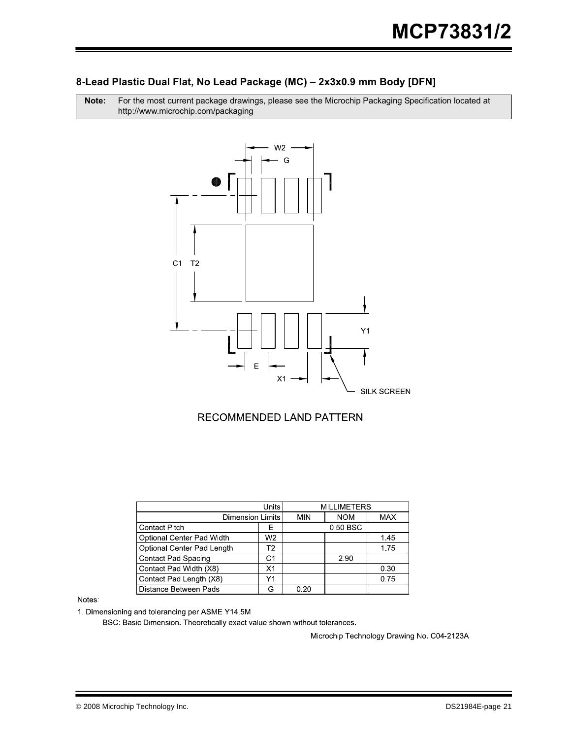## 8-Lead Plastic Dual Flat, No Lead Package (MC) – 2x3x0.9 mm Body [DFN]

**Note:** For the most current package drawings, please see the Microchip Packaging Specification located at http://www.microchip.com/packaging

RECOMMENDED LAND PATTERN

| Units | | MILLIMETERS | | |
|---|---|---|---|---|
| Dimension Limits | | MIN | NOM | MAX |
| Contact Pitch | E | 0.50 BSC | | |
| Optional Center Pad Width | W2 | | | 1.45 |
| Optional Center Pad Length | T2 | | | 1.75 |
| Contact Pad Spacing | C1 | | 2.90 | |
| Contact Pad Width (X8) | X1 | | | 0.30 |
| Contact Pad Length (X8) | Y1 | | | 0.75 |
| Distance Between Pads | G | 0.20 | | |

Notes:

1. Dimensioning and tolerancing per ASME Y14.5M

   BSC: Basic Dimension. Theoretically exact value shown without tolerances.

Microchip Technology Drawing No. C04-2123A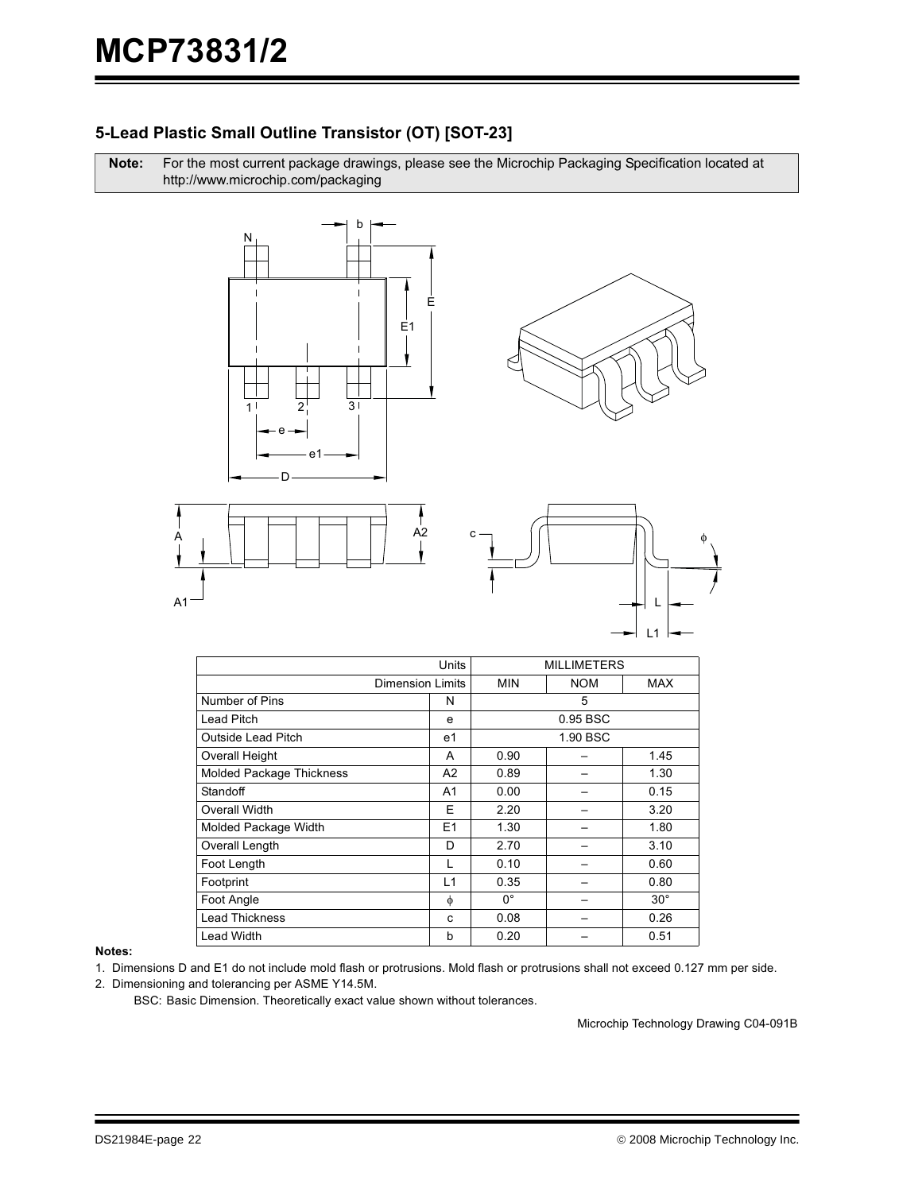## 5-Lead Plastic Small Outline Transistor (OT) [SOT-23]

| **Note:** | For the most current package drawings, please see the Microchip Packaging Specification located at http://www.microchip.com/packaging |
|---|---|

| | Units | MILLIMETERS | | |
|---|---|---|---|---|
| | Dimension Limits | MIN | NOM | MAX |
| Number of Pins | N | | 5 | |
| Lead Pitch | e | | 0.95 BSC | |
| Outside Lead Pitch | e1 | | 1.90 BSC | |
| Overall Height | A | 0.90 | – | 1.45 |
| Molded Package Thickness | A2 | 0.89 | – | 1.30 |
| Standoff | A1 | 0.00 | – | 0.15 |
| Overall Width | E | 2.20 | – | 3.20 |
| Molded Package Width | E1 | 1.30 | – | 1.80 |
| Overall Length | D | 2.70 | – | 3.10 |
| Foot Length | L | 0.10 | – | 0.60 |
| Footprint | L1 | 0.35 | – | 0.80 |
| Foot Angle | $\phi$ | 0° | – | 30° |
| Lead Thickness | c | 0.08 | – | 0.26 |
| Lead Width | b | 0.20 | – | 0.51 |

**Notes:**

1. Dimensions D and E1 do not include mold flash or protrusions. Mold flash or protrusions shall not exceed 0.127 mm per side.
2. Dimensioning and tolerancing per ASME Y14.5M.

   BSC: Basic Dimension. Theoretically exact value shown without tolerances.

Microchip Technology Drawing C04-091B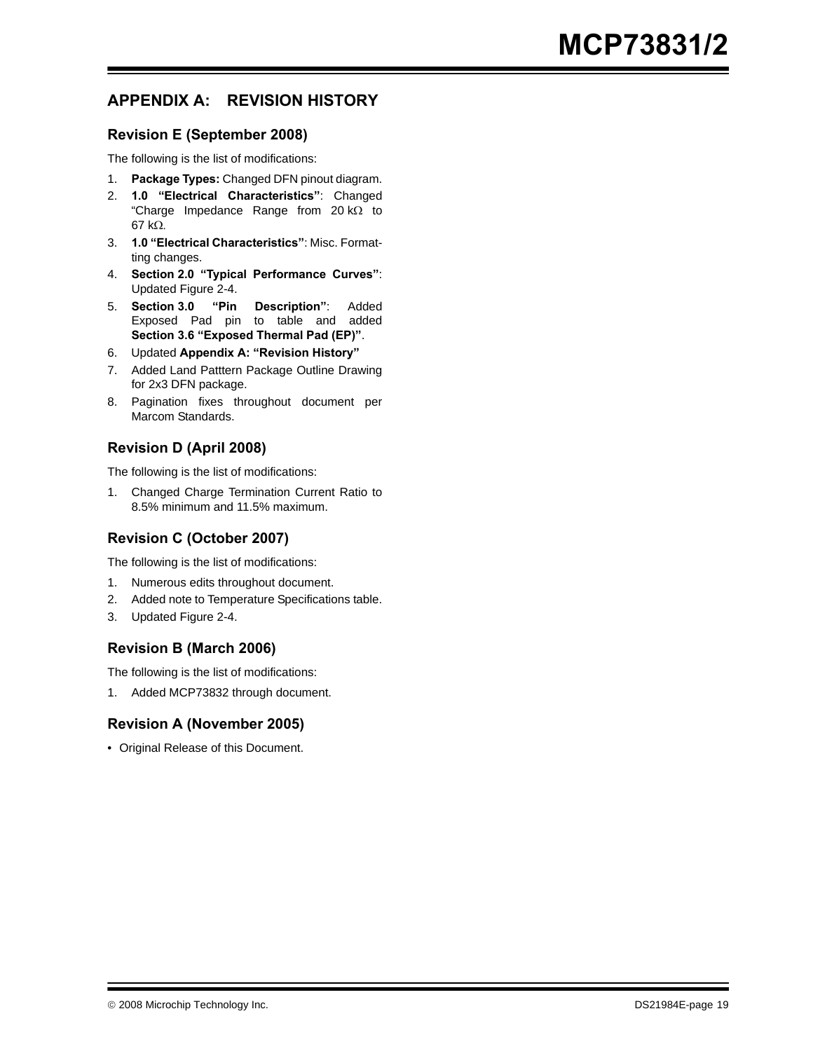# APPENDIX A: REVISION HISTORY

## Revision E (September 2008)

The following is the list of modifications:

1. **Package Types:** Changed DFN pinout diagram.
2. **1.0 "Electrical Characteristics"**: Changed "Charge Impedance Range from 20 kΩ to 67 kΩ.
3. **1.0 "Electrical Characteristics"**: Misc. Formatting changes.
4. **Section 2.0 "Typical Performance Curves"**: Updated Figure 2-4.
5. **Section 3.0 "Pin Description"**: Added Exposed Pad pin to table and added **Section 3.6 "Exposed Thermal Pad (EP)"**.
6. Updated **Appendix A: "Revision History"**
7. Added Land Patttern Package Outline Drawing for 2x3 DFN package.
8. Pagination fixes throughout document per Marcom Standards.

## Revision D (April 2008)

The following is the list of modifications:

1. Changed Charge Termination Current Ratio to 8.5% minimum and 11.5% maximum.

## Revision C (October 2007)

The following is the list of modifications:

1. Numerous edits throughout document.
2. Added note to Temperature Specifications table.
3. Updated Figure 2-4.

## Revision B (March 2006)

The following is the list of modifications:

1. Added MCP73832 through document.

## Revision A (November 2005)

- Original Release of this Document.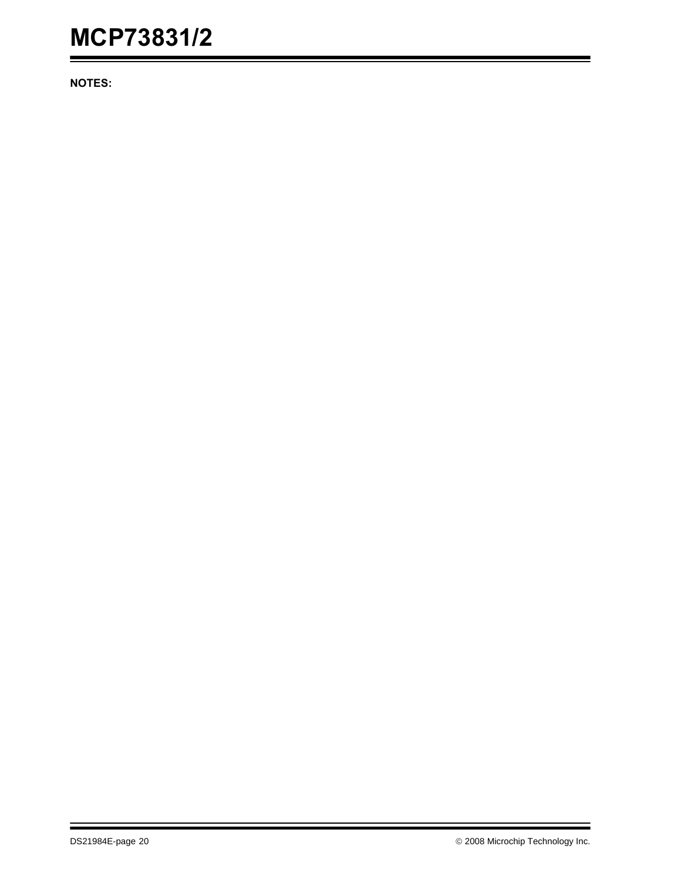NOTES: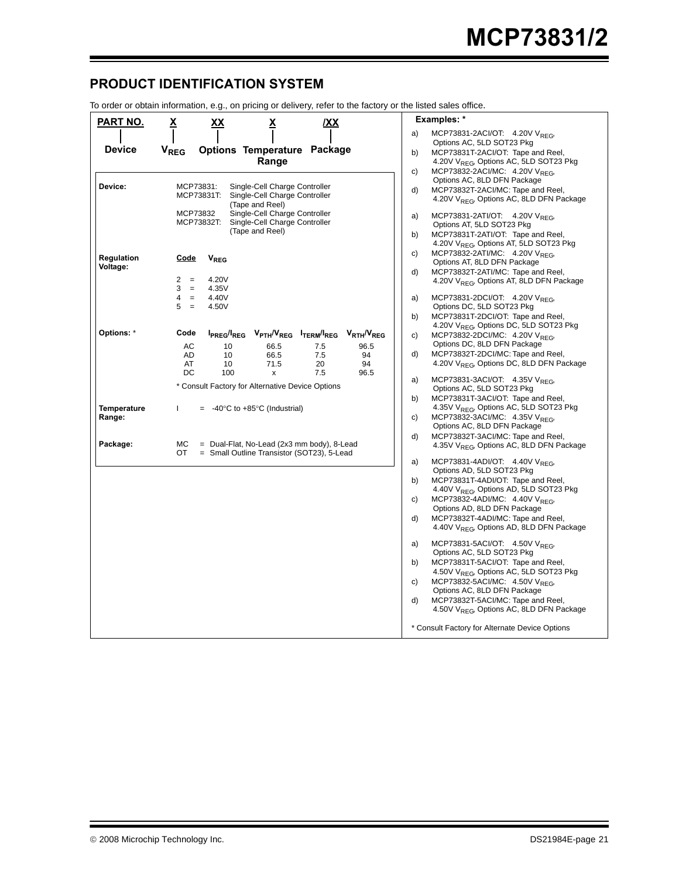## PRODUCT IDENTIFICATION SYSTEM

To order or obtain information, e.g., on pricing or delivery, refer to the factory or the listed sales office.

| PART NO. | X | XX | X | /XX |
|---|---|---|---|---|
| Device | $V_{REG}$ | Options | Temperature Range | Package |

**Device:**

| | |
|---|---|
| MCP73831: | Single-Cell Charge Controller |
| MCP73831T: | Single-Cell Charge Controller (Tape and Reel) |
| MCP73832 | Single-Cell Charge Controller |
| MCP73832T: | Single-Cell Charge Controller (Tape and Reel) |

**Regulation Voltage:**

| Code | $V_{REG}$ |
|---|---|
| 2 = | 4.20V |
| 3 = | 4.35V |
| 4 = | 4.40V |
| 5 = | 4.50V |

**Options:** *

| Code | $I_{PREG}/I_{REG}$ | $V_{PTH}/V_{REG}$ | $I_{TERM}/I_{REG}$ | $V_{RTH}/V_{REG}$ |
|---|---|---|---|---|
| AC | 10 | 66.5 | 7.5 | 96.5 |
| AD | 10 | 66.5 | 7.5 | 94 |
| AT | 10 | 71.5 | 20 | 94 |
| DC | 100 | x | 7.5 | 96.5 |

* Consult Factory for Alternative Device Options

**Temperature Range:** I = -40°C to +85°C (Industrial)

**Package:**
- MC = Dual-Flat, No-Lead (2x3 mm body), 8-Lead
- OT = Small Outline Transistor (SOT23), 5-Lead

**Examples: ***

a) MCP73831-2ACI/OT: 4.20V $V_{REG}$, Options AC, 5LD SOT23 Pkg
b) MCP73831T-2ACI/OT: Tape and Reel, 4.20V $V_{REG}$, Options AC, 5LD SOT23 Pkg
c) MCP73832-2ACI/MC: 4.20V $V_{REG}$, Options AC, 8LD DFN Package
d) MCP73832T-2ACI/MC: Tape and Reel, 4.20V $V_{REG}$, Options AC, 8LD DFN Package

a) MCP73831-2ATI/OT: 4.20V $V_{REG}$, Options AT, 5LD SOT23 Pkg
b) MCP73831T-2ATI/OT: Tape and Reel, 4.20V $V_{REG}$, Options AT, 5LD SOT23 Pkg
c) MCP73832-2ATI/MC: 4.20V $V_{REG}$, Options AT, 8LD DFN Package
d) MCP73832T-2ATI/MC: Tape and Reel, 4.20V $V_{REG}$, Options AT, 8LD DFN Package

a) MCP73831-2DCI/OT: 4.20V $V_{REG}$, Options DC, 5LD SOT23 Pkg
b) MCP73831T-2DCI/OT: Tape and Reel, 4.20V $V_{REG}$, Options DC, 5LD SOT23 Pkg
c) MCP73832-2DCI/MC: 4.20V $V_{REG}$, Options DC, 8LD DFN Package
d) MCP73832T-2DCI/MC: Tape and Reel, 4.20V $V_{REG}$, Options DC, 8LD DFN Package

a) MCP73831-3ACI/OT: 4.35V $V_{REG}$, Options AC, 5LD SOT23 Pkg
b) MCP73831T-3ACI/OT: Tape and Reel, 4.35V $V_{REG}$, Options AC, 5LD SOT23 Pkg
c) MCP73832-3ACI/MC: 4.35V $V_{REG}$, Options AC, 8LD DFN Package
d) MCP73832T-3ACI/MC: Tape and Reel, 4.35V $V_{REG}$, Options AC, 8LD DFN Package

a) MCP73831-4ADI/OT: 4.40V $V_{REG}$, Options AD, 5LD SOT23 Pkg
b) MCP73831T-4ADI/OT: Tape and Reel, 4.40V $V_{REG}$, Options AD, 5LD SOT23 Pkg
c) MCP73832-4ADI/MC: 4.40V $V_{REG}$, Options AD, 8LD DFN Package
d) MCP73832T-4ADI/MC: Tape and Reel, 4.40V $V_{REG}$, Options AD, 8LD DFN Package

a) MCP73831-5ACI/OT: 4.50V $V_{REG}$, Options AC, 5LD SOT23 Pkg
b) MCP73831T-5ACI/OT: Tape and Reel, 4.50V $V_{REG}$, Options AC, 5LD SOT23 Pkg
c) MCP73832-5ACI/MC: 4.50V $V_{REG}$, Options AC, 8LD DFN Package
d) MCP73832T-5ACI/MC: Tape and Reel, 4.50V $V_{REG}$, Options AC, 8LD DFN Package

* Consult Factory for Alternate Device Options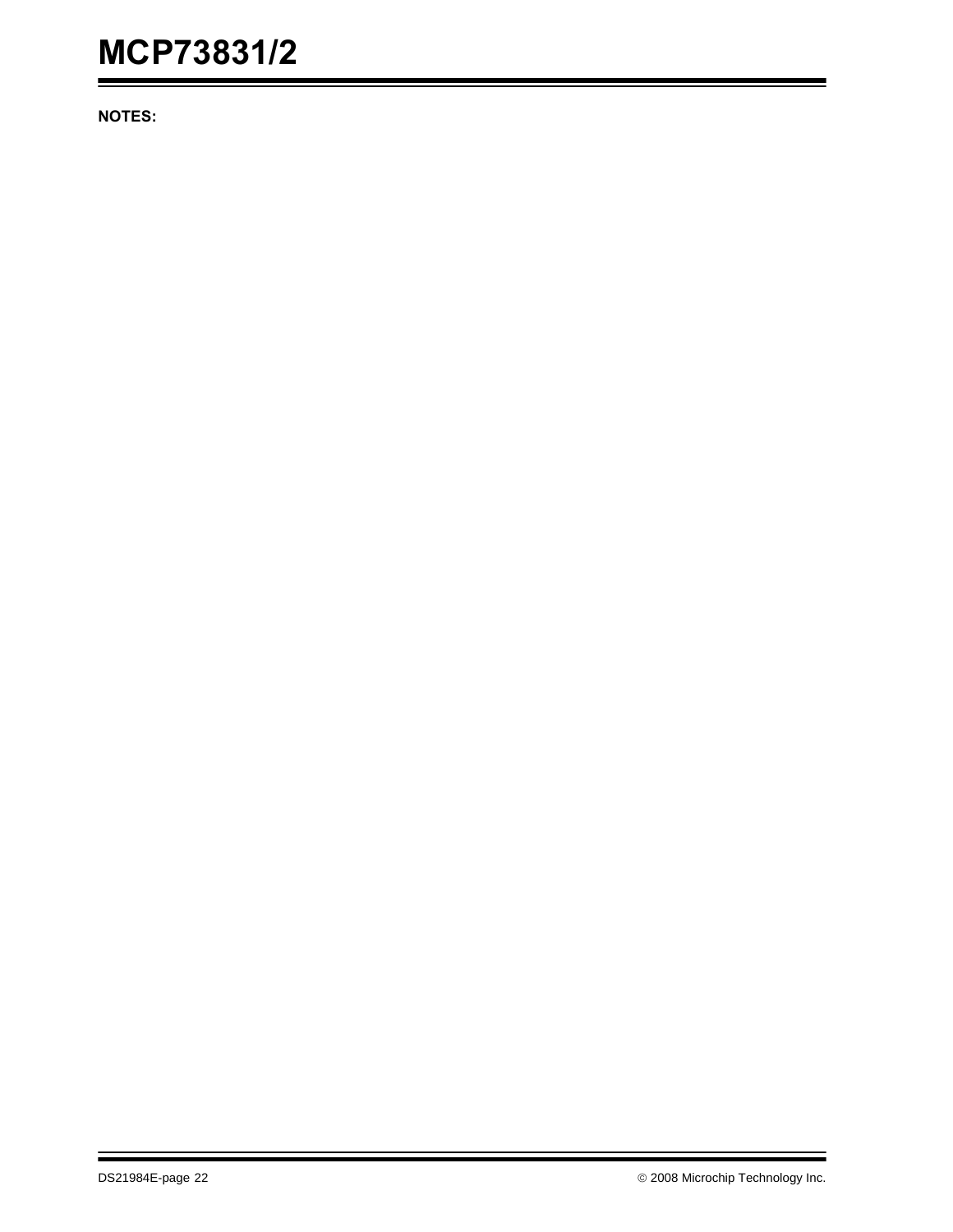**NOTES:**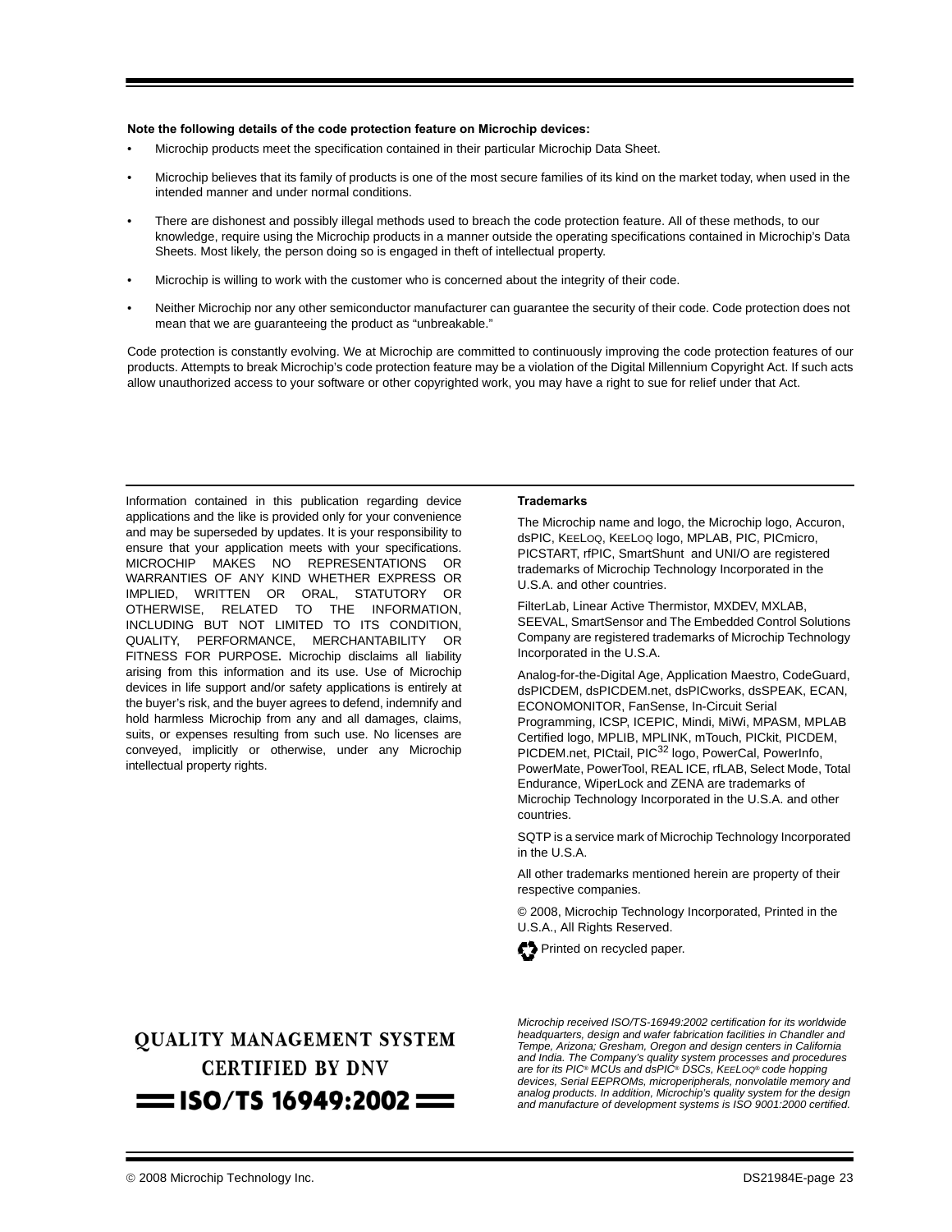**Note the following details of the code protection feature on Microchip devices:**

- Microchip products meet the specification contained in their particular Microchip Data Sheet.
- Microchip believes that its family of products is one of the most secure families of its kind on the market today, when used in the intended manner and under normal conditions.
- There are dishonest and possibly illegal methods used to breach the code protection feature. All of these methods, to our knowledge, require using the Microchip products in a manner outside the operating specifications contained in Microchip's Data Sheets. Most likely, the person doing so is engaged in theft of intellectual property.
- Microchip is willing to work with the customer who is concerned about the integrity of their code.
- Neither Microchip nor any other semiconductor manufacturer can guarantee the security of their code. Code protection does not mean that we are guaranteeing the product as "unbreakable."

Code protection is constantly evolving. We at Microchip are committed to continuously improving the code protection features of our products. Attempts to break Microchip's code protection feature may be a violation of the Digital Millennium Copyright Act. If such acts allow unauthorized access to your software or other copyrighted work, you may have a right to sue for relief under that Act.

Information contained in this publication regarding device applications and the like is provided only for your convenience and may be superseded by updates. It is your responsibility to ensure that your application meets with your specifications. MICROCHIP MAKES NO REPRESENTATIONS OR WARRANTIES OF ANY KIND WHETHER EXPRESS OR IMPLIED, WRITTEN OR ORAL, STATUTORY OR OTHERWISE, RELATED TO THE INFORMATION, INCLUDING BUT NOT LIMITED TO ITS CONDITION, QUALITY, PERFORMANCE, MERCHANTABILITY OR FITNESS FOR PURPOSE**.** Microchip disclaims all liability arising from this information and its use. Use of Microchip devices in life support and/or safety applications is entirely at the buyer's risk, and the buyer agrees to defend, indemnify and hold harmless Microchip from any and all damages, claims, suits, or expenses resulting from such use. No licenses are conveyed, implicitly or otherwise, under any Microchip intellectual property rights.

**Trademarks**

The Microchip name and logo, the Microchip logo, Accuron, dsPIC, KEELOQ, KEELOQ logo, MPLAB, PIC, PICmicro, PICSTART, rfPIC, SmartShunt and UNI/O are registered trademarks of Microchip Technology Incorporated in the U.S.A. and other countries.

FilterLab, Linear Active Thermistor, MXDEV, MXLAB, SEEVAL, SmartSensor and The Embedded Control Solutions Company are registered trademarks of Microchip Technology Incorporated in the U.S.A.

Analog-for-the-Digital Age, Application Maestro, CodeGuard, dsPICDEM, dsPICDEM.net, dsPICworks, dsSPEAK, ECAN, ECONOMONITOR, FanSense, In-Circuit Serial Programming, ICSP, ICEPIC, Mindi, MiWi, MPASM, MPLAB Certified logo, MPLIB, MPLINK, mTouch, PICkit, PICDEM, PICDEM.net, PICtail, PIC32 logo, PowerCal, PowerInfo, PowerMate, PowerTool, REAL ICE, rfLAB, Select Mode, Total Endurance, WiperLock and ZENA are trademarks of Microchip Technology Incorporated in the U.S.A. and other countries.

SQTP is a service mark of Microchip Technology Incorporated in the U.S.A.

All other trademarks mentioned herein are property of their respective companies.

© 2008, Microchip Technology Incorporated, Printed in the U.S.A., All Rights Reserved.

Printed on recycled paper.

**QUALITY MANAGEMENT SYSTEM CERTIFIED BY DNV**

**ISO/TS 16949:2002**

*Microchip received ISO/TS-16949:2002 certification for its worldwide headquarters, design and wafer fabrication facilities in Chandler and Tempe, Arizona; Gresham, Oregon and design centers in California and India. The Company's quality system processes and procedures are for its PIC® MCUs and dsPIC® DSCs, KEELOQ® code hopping devices, Serial EEPROMs, microperipherals, nonvolatile memory and analog products. In addition, Microchip's quality system for the design and manufacture of development systems is ISO 9001:2000 certified.*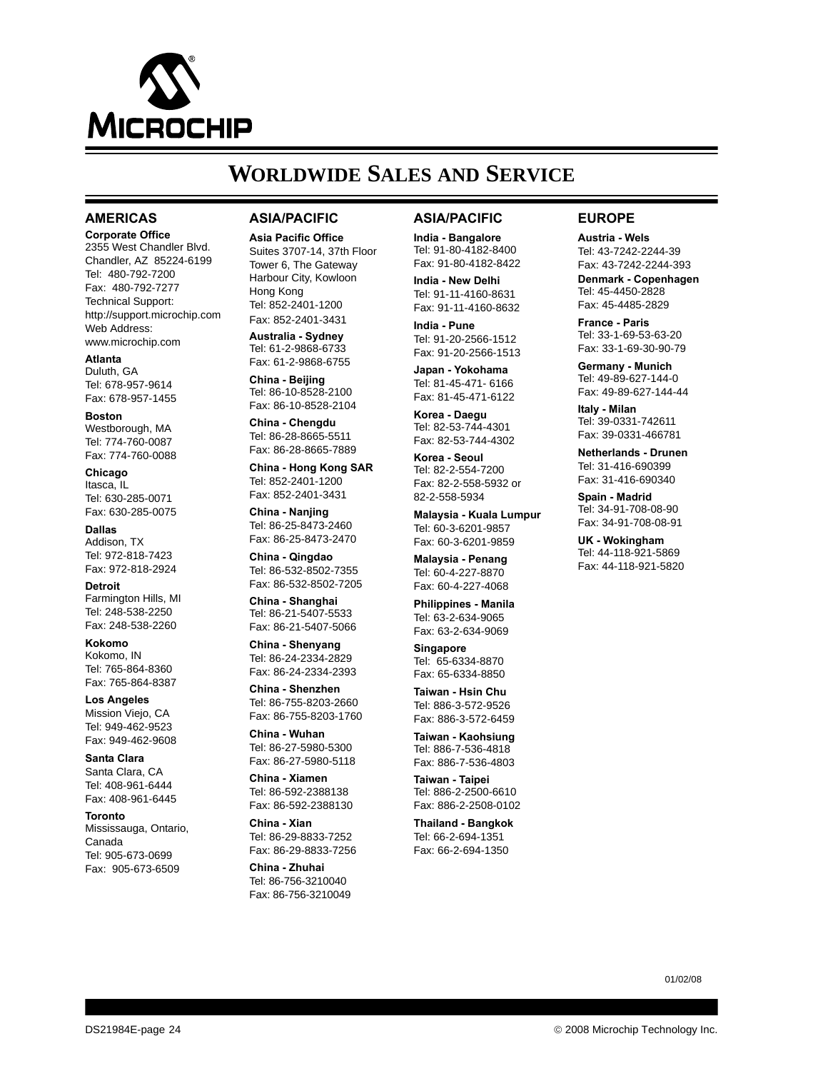# WORLDWIDE SALES AND SERVICE

## AMERICAS

**Corporate Office**
2355 West Chandler Blvd.
Chandler, AZ 85224-6199
Tel: 480-792-7200
Fax: 480-792-7277
Technical Support:
http://support.microchip.com
Web Address:
www.microchip.com

**Atlanta**
Duluth, GA
Tel: 678-957-9614
Fax: 678-957-1455

**Boston**
Westborough, MA
Tel: 774-760-0087
Fax: 774-760-0088

**Chicago**
Itasca, IL
Tel: 630-285-0071
Fax: 630-285-0075

**Dallas**
Addison, TX
Tel: 972-818-7423
Fax: 972-818-2924

**Detroit**
Farmington Hills, MI
Tel: 248-538-2250
Fax: 248-538-2260

**Kokomo**
Kokomo, IN
Tel: 765-864-8360
Fax: 765-864-8387

**Los Angeles**
Mission Viejo, CA
Tel: 949-462-9523
Fax: 949-462-9608

**Santa Clara**
Santa Clara, CA
Tel: 408-961-6444
Fax: 408-961-6445

**Toronto**
Mississauga, Ontario,
Canada
Tel: 905-673-0699
Fax: 905-673-6509

## ASIA/PACIFIC

**Asia Pacific Office**
Suites 3707-14, 37th Floor
Tower 6, The Gateway
Harbour City, Kowloon
Hong Kong
Tel: 852-2401-1200
Fax: 852-2401-3431

**Australia - Sydney**
Tel: 61-2-9868-6733
Fax: 61-2-9868-6755

**China - Beijing**
Tel: 86-10-8528-2100
Fax: 86-10-8528-2104

**China - Chengdu**
Tel: 86-28-8665-5511
Fax: 86-28-8665-7889

**China - Hong Kong SAR**
Tel: 852-2401-1200
Fax: 852-2401-3431

**China - Nanjing**
Tel: 86-25-8473-2460
Fax: 86-25-8473-2470

**China - Qingdao**
Tel: 86-532-8502-7355
Fax: 86-532-8502-7205

**China - Shanghai**
Tel: 86-21-5407-5533
Fax: 86-21-5407-5066

**China - Shenyang**
Tel: 86-24-2334-2829
Fax: 86-24-2334-2393

**China - Shenzhen**
Tel: 86-755-8203-2660
Fax: 86-755-8203-1760

**China - Wuhan**
Tel: 86-27-5980-5300
Fax: 86-27-5980-5118

**China - Xiamen**
Tel: 86-592-2388138
Fax: 86-592-2388130

**China - Xian**
Tel: 86-29-8833-7252
Fax: 86-29-8833-7256

**China - Zhuhai**
Tel: 86-756-3210040
Fax: 86-756-3210049

## ASIA/PACIFIC

**India - Bangalore**
Tel: 91-80-4182-8400
Fax: 91-80-4182-8422

**India - New Delhi**
Tel: 91-11-4160-8631
Fax: 91-11-4160-8632

**India - Pune**
Tel: 91-20-2566-1512
Fax: 91-20-2566-1513

**Japan - Yokohama**
Tel: 81-45-471- 6166
Fax: 81-45-471-6122

**Korea - Daegu**
Tel: 82-53-744-4301
Fax: 82-53-744-4302

**Korea - Seoul**
Tel: 82-2-554-7200
Fax: 82-2-558-5932 or
82-2-558-5934

**Malaysia - Kuala Lumpur**
Tel: 60-3-6201-9857
Fax: 60-3-6201-9859

**Malaysia - Penang**
Tel: 60-4-227-8870
Fax: 60-4-227-4068

**Philippines - Manila**
Tel: 63-2-634-9065
Fax: 63-2-634-9069

**Singapore**
Tel: 65-6334-8870
Fax: 65-6334-8850

**Taiwan - Hsin Chu**
Tel: 886-3-572-9526
Fax: 886-3-572-6459

**Taiwan - Kaohsiung**
Tel: 886-7-536-4818
Fax: 886-7-536-4803

**Taiwan - Taipei**
Tel: 886-2-2500-6610
Fax: 886-2-2508-0102

**Thailand - Bangkok**
Tel: 66-2-694-1351
Fax: 66-2-694-1350

## EUROPE

**Austria - Wels**
Tel: 43-7242-2244-39
Fax: 43-7242-2244-393

**Denmark - Copenhagen**
Tel: 45-4450-2828
Fax: 45-4485-2829

**France - Paris**
Tel: 33-1-69-53-63-20
Fax: 33-1-69-30-90-79

**Germany - Munich**
Tel: 49-89-627-144-0
Fax: 49-89-627-144-44

**Italy - Milan**
Tel: 39-0331-742611
Fax: 39-0331-466781

**Netherlands - Drunen**
Tel: 31-416-690399
Fax: 31-416-690340

**Spain - Madrid**
Tel: 34-91-708-08-90
Fax: 34-91-708-08-91

**UK - Wokingham**
Tel: 44-118-921-5869
Fax: 44-118-921-5820

01/02/08